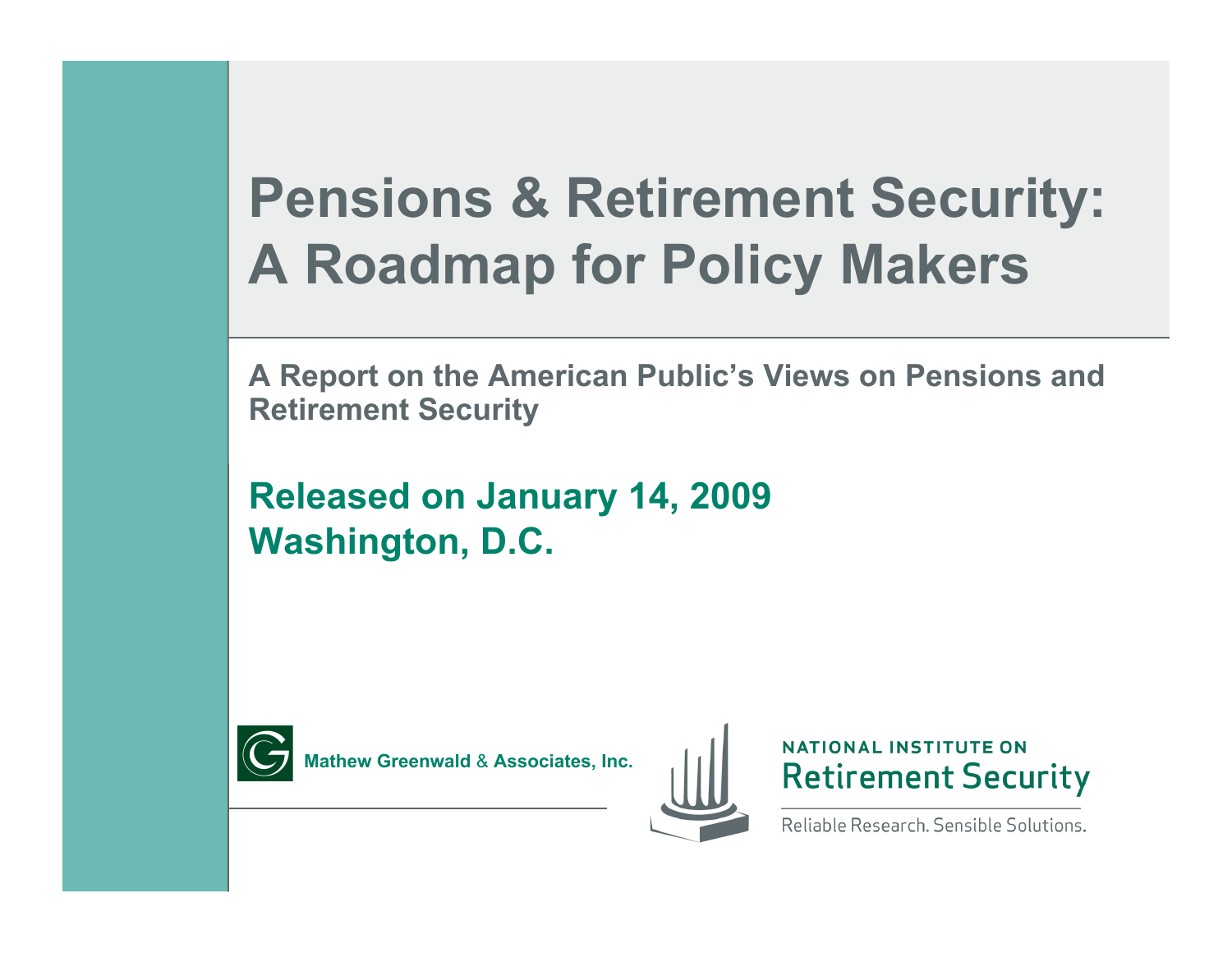# Pensions & Retirement Security: A Roadmap for Policy Makers

**A Report on the American Public's Views on Pensions and Retirement Security**

**Released on January 14, 2009**
**Washington, D.C.**

Mathew Greenwald & Associates, Inc.

NATIONAL INSTITUTE ON
Retirement Security

Reliable Research. Sensible Solutions.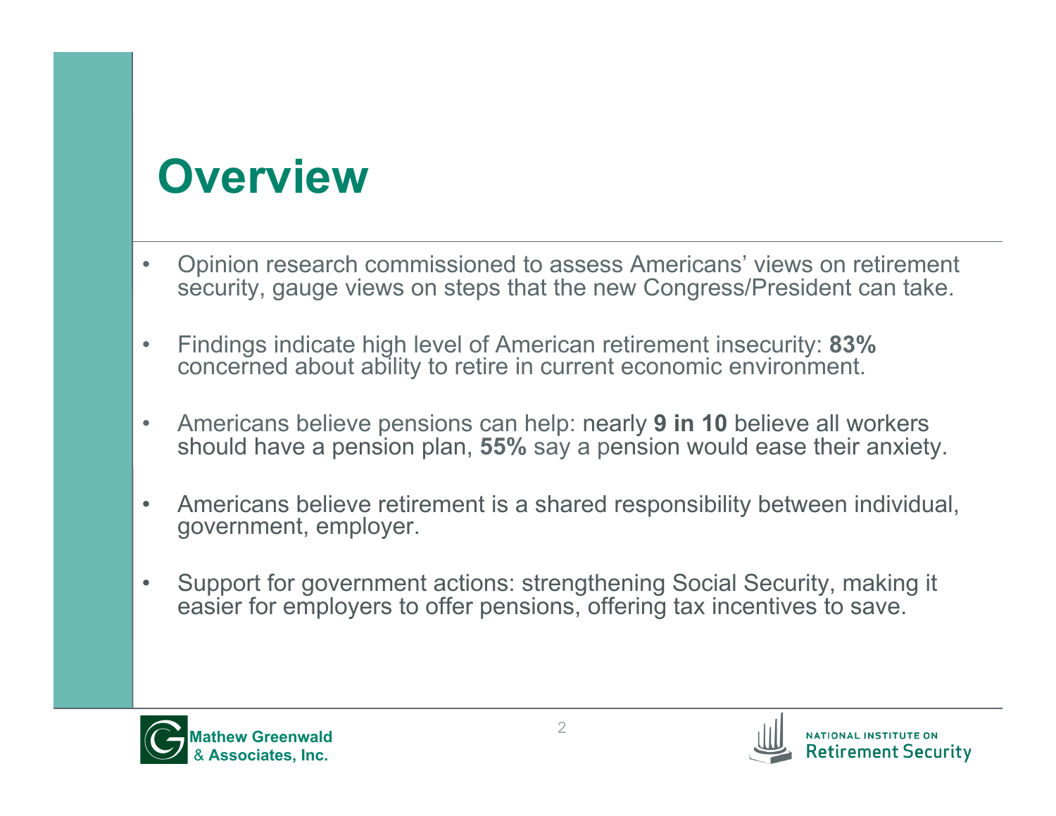# Overview

- Opinion research commissioned to assess Americans' views on retirement security, gauge views on steps that the new Congress/President can take.
- Findings indicate high level of American retirement insecurity: **83%** concerned about ability to retire in current economic environment.
- Americans believe pensions can help: nearly **9 in 10** believe all workers should have a pension plan, **55%** say a pension would ease their anxiety.
- Americans believe retirement is a shared responsibility between individual, government, employer.
- Support for government actions: strengthening Social Security, making it easier for employers to offer pensions, offering tax incentives to save.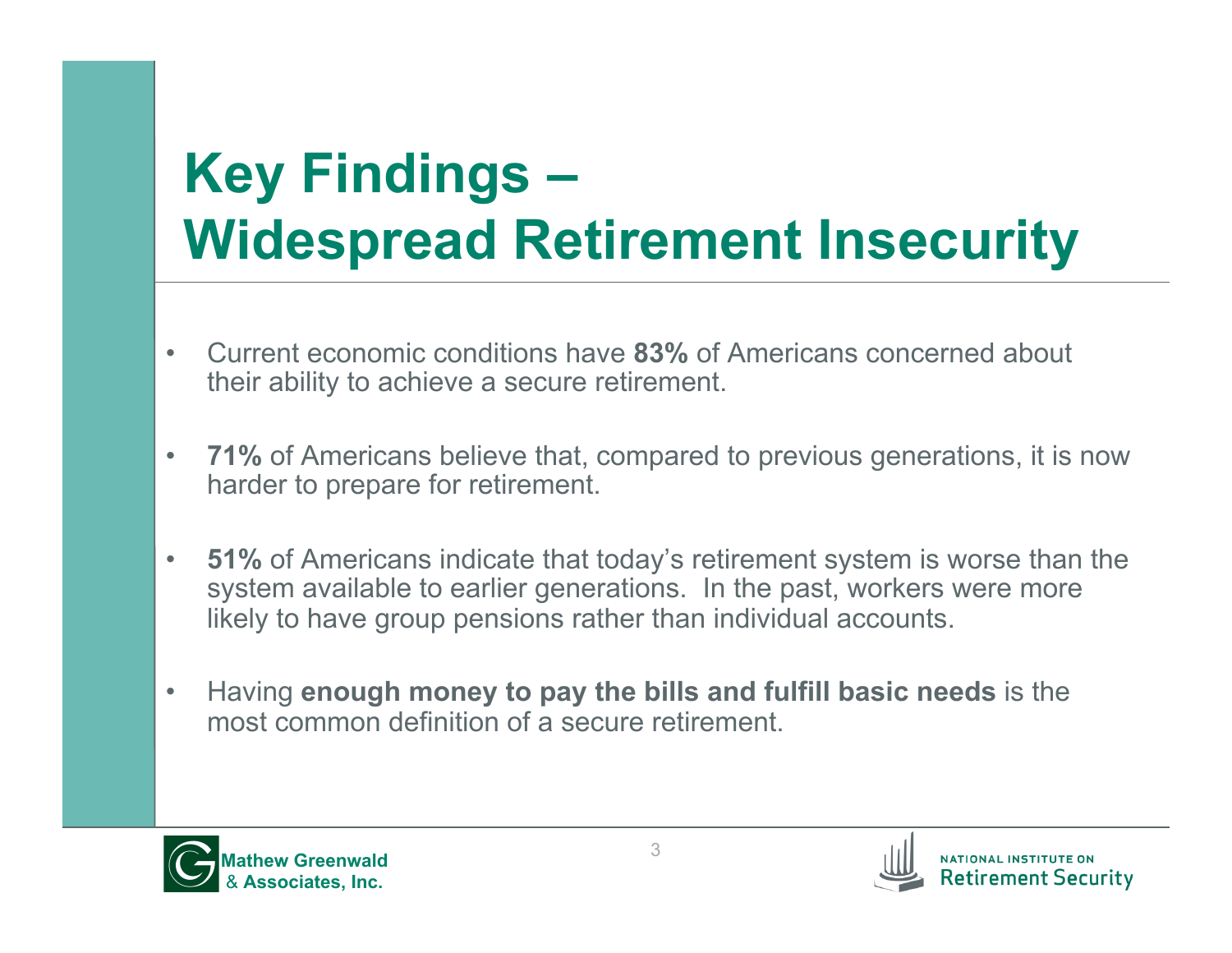# Key Findings – Widespread Retirement Insecurity

- Current economic conditions have **83%** of Americans concerned about their ability to achieve a secure retirement.

- **71%** of Americans believe that, compared to previous generations, it is now harder to prepare for retirement.

- **51%** of Americans indicate that today's retirement system is worse than the system available to earlier generations. In the past, workers were more likely to have group pensions rather than individual accounts.

- Having **enough money to pay the bills and fulfill basic needs** is the most common definition of a secure retirement.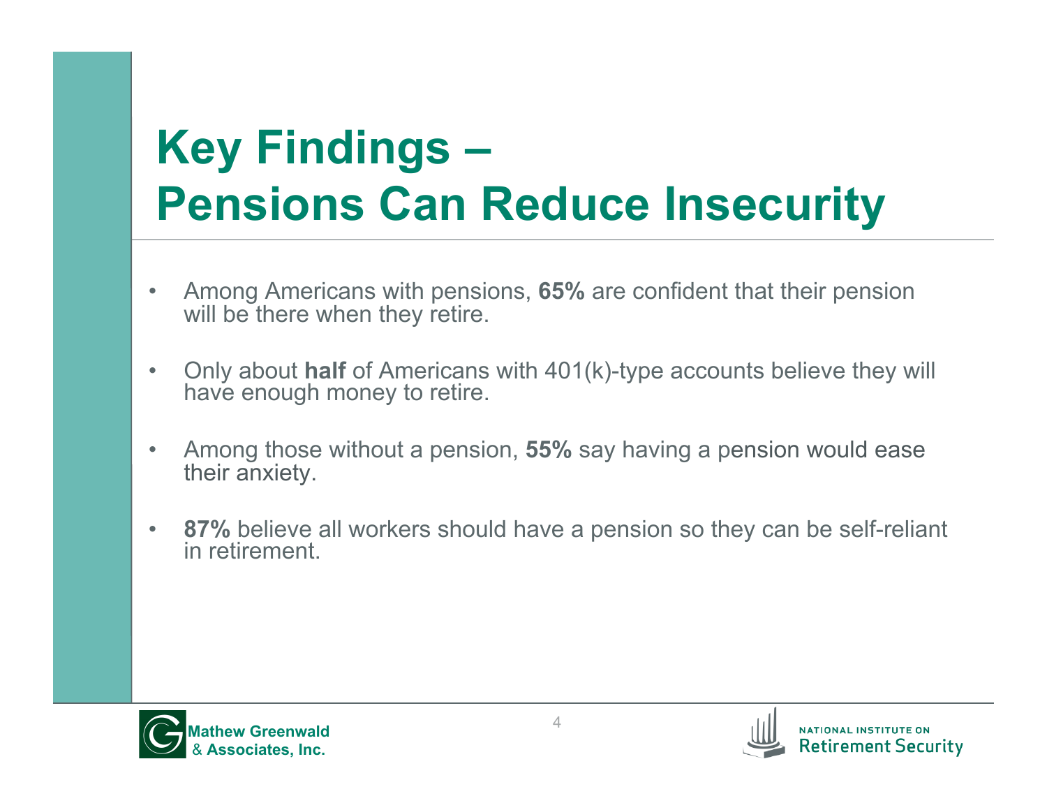# Key Findings – Pensions Can Reduce Insecurity

- Among Americans with pensions, **65%** are confident that their pension will be there when they retire.
- Only about **half** of Americans with 401(k)-type accounts believe they will have enough money to retire.
- Among those without a pension, **55%** say having a pension would ease their anxiety.
- **87%** believe all workers should have a pension so they can be self-reliant in retirement.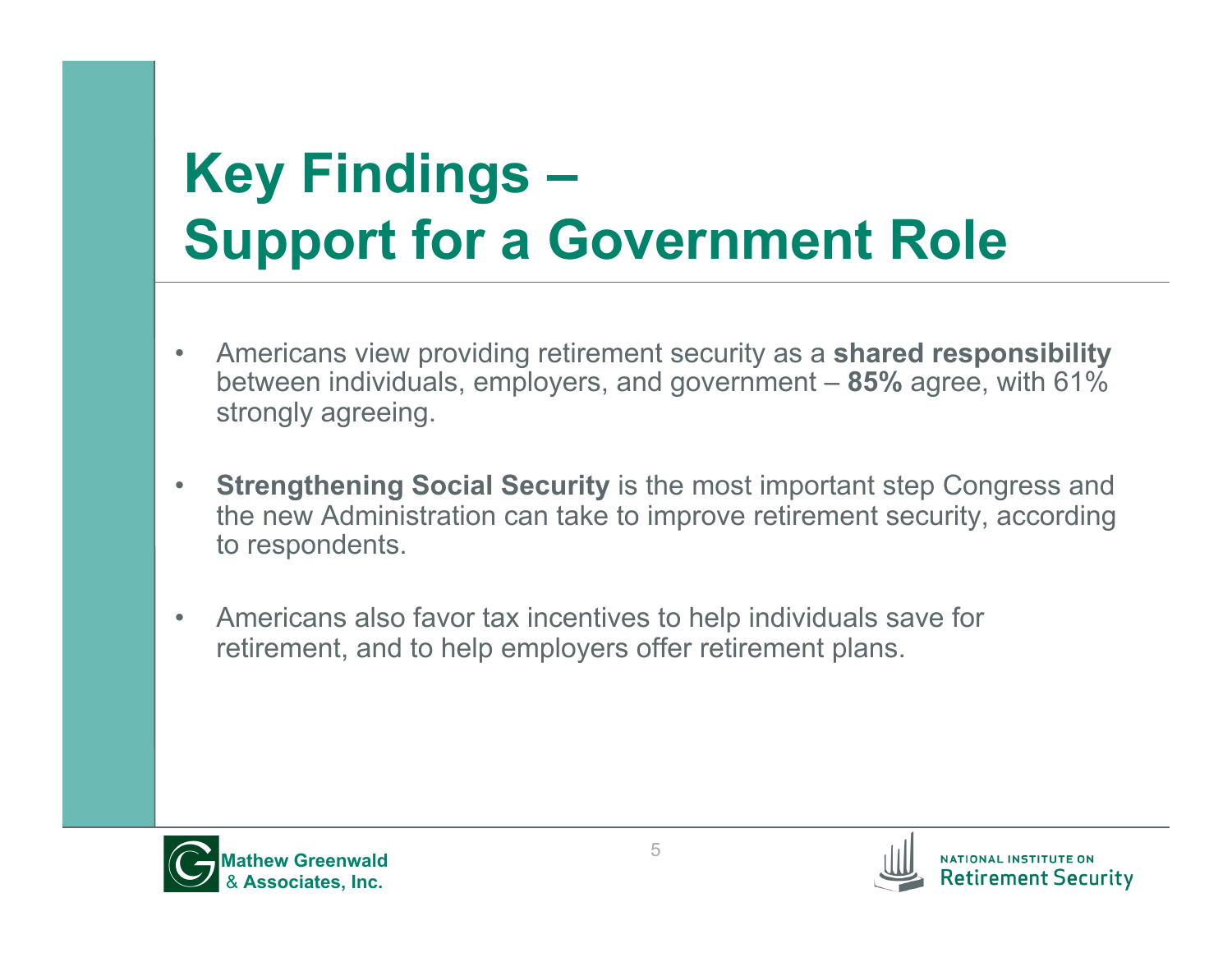# Key Findings – Support for a Government Role

- Americans view providing retirement security as a **shared responsibility** between individuals, employers, and government – **85%** agree, with 61% strongly agreeing.

- **Strengthening Social Security** is the most important step Congress and the new Administration can take to improve retirement security, according to respondents.

- Americans also favor tax incentives to help individuals save for retirement, and to help employers offer retirement plans.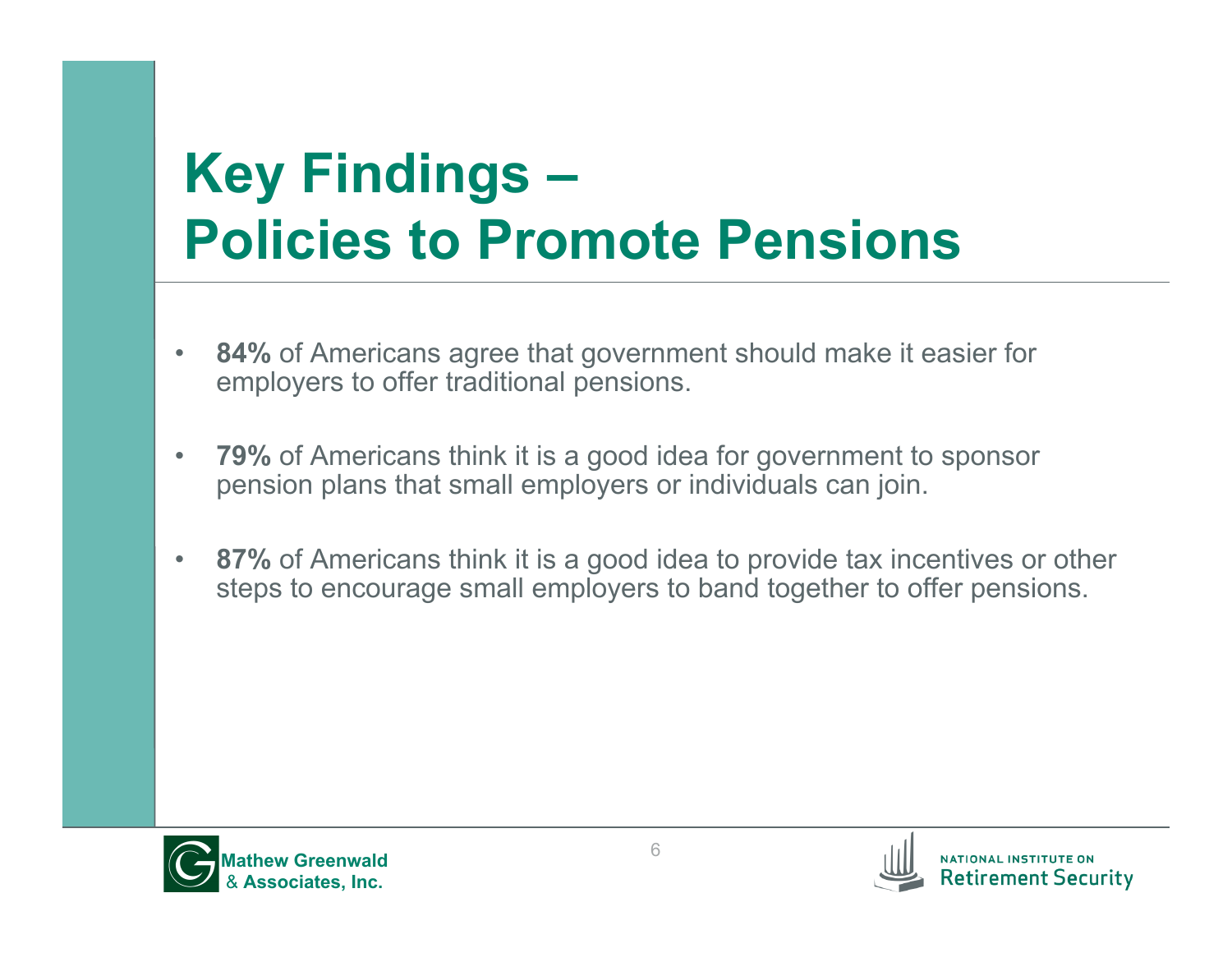# Key Findings – Policies to Promote Pensions

- **84%** of Americans agree that government should make it easier for employers to offer traditional pensions.
- **79%** of Americans think it is a good idea for government to sponsor pension plans that small employers or individuals can join.
- **87%** of Americans think it is a good idea to provide tax incentives or other steps to encourage small employers to band together to offer pensions.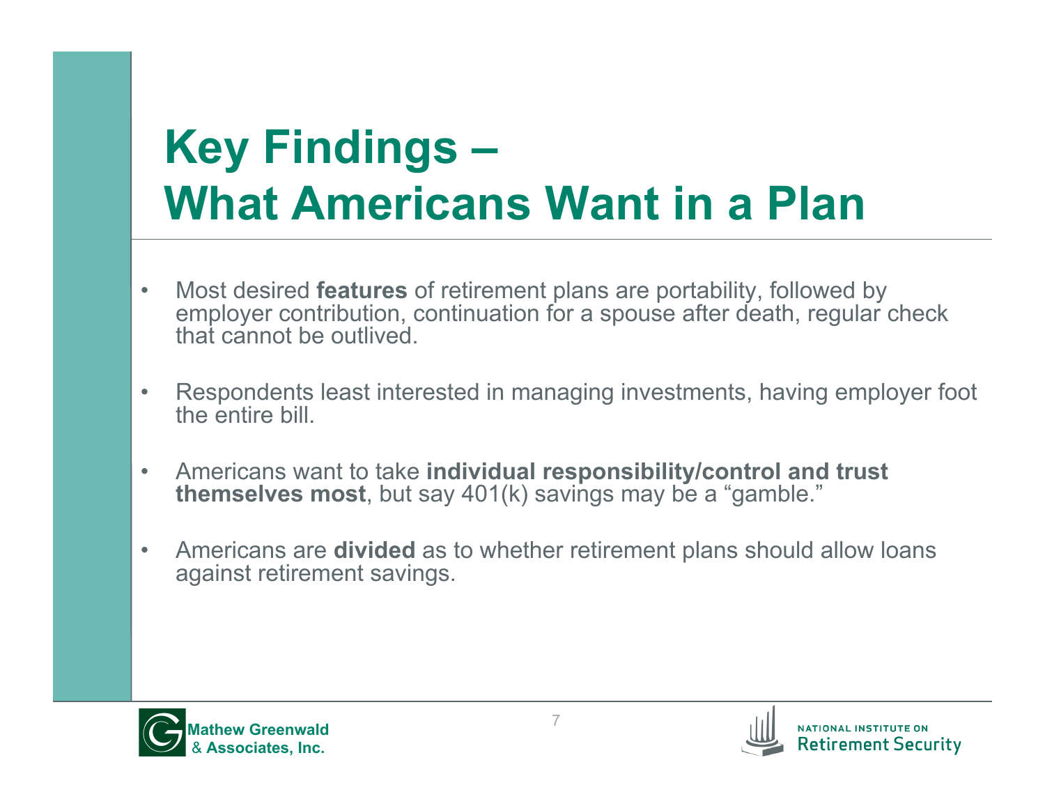# Key Findings – What Americans Want in a Plan

- Most desired **features** of retirement plans are portability, followed by employer contribution, continuation for a spouse after death, regular check that cannot be outlived.
- Respondents least interested in managing investments, having employer foot the entire bill.
- Americans want to take **individual responsibility/control and trust themselves most**, but say 401(k) savings may be a "gamble."
- Americans are **divided** as to whether retirement plans should allow loans against retirement savings.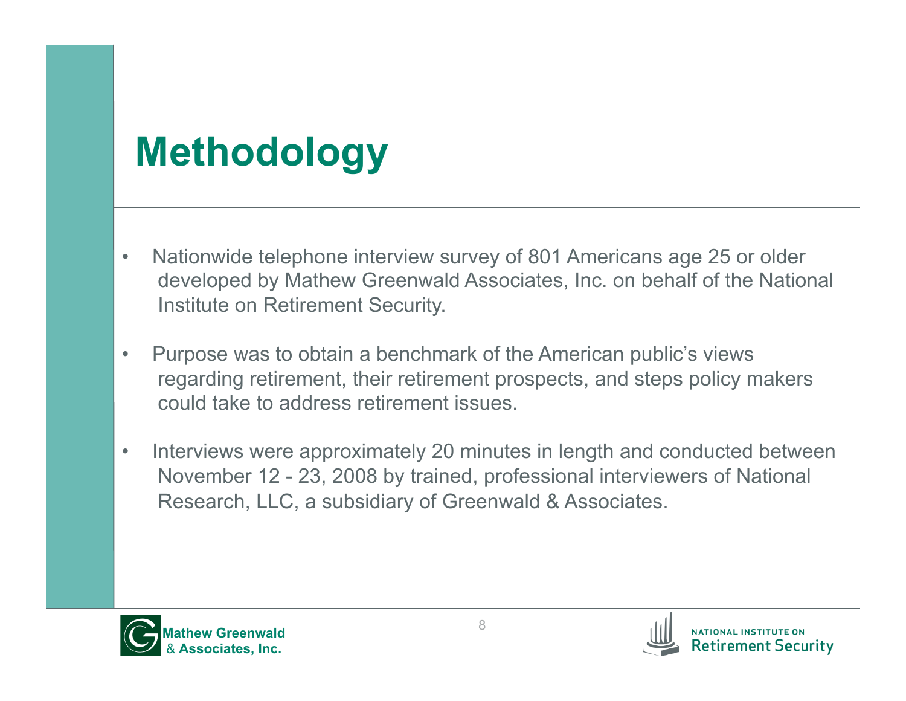# Methodology

- Nationwide telephone interview survey of 801 Americans age 25 or older developed by Mathew Greenwald Associates, Inc. on behalf of the National Institute on Retirement Security.
- Purpose was to obtain a benchmark of the American public's views regarding retirement, their retirement prospects, and steps policy makers could take to address retirement issues.
- Interviews were approximately 20 minutes in length and conducted between November 12 - 23, 2008 by trained, professional interviewers of National Research, LLC, a subsidiary of Greenwald & Associates.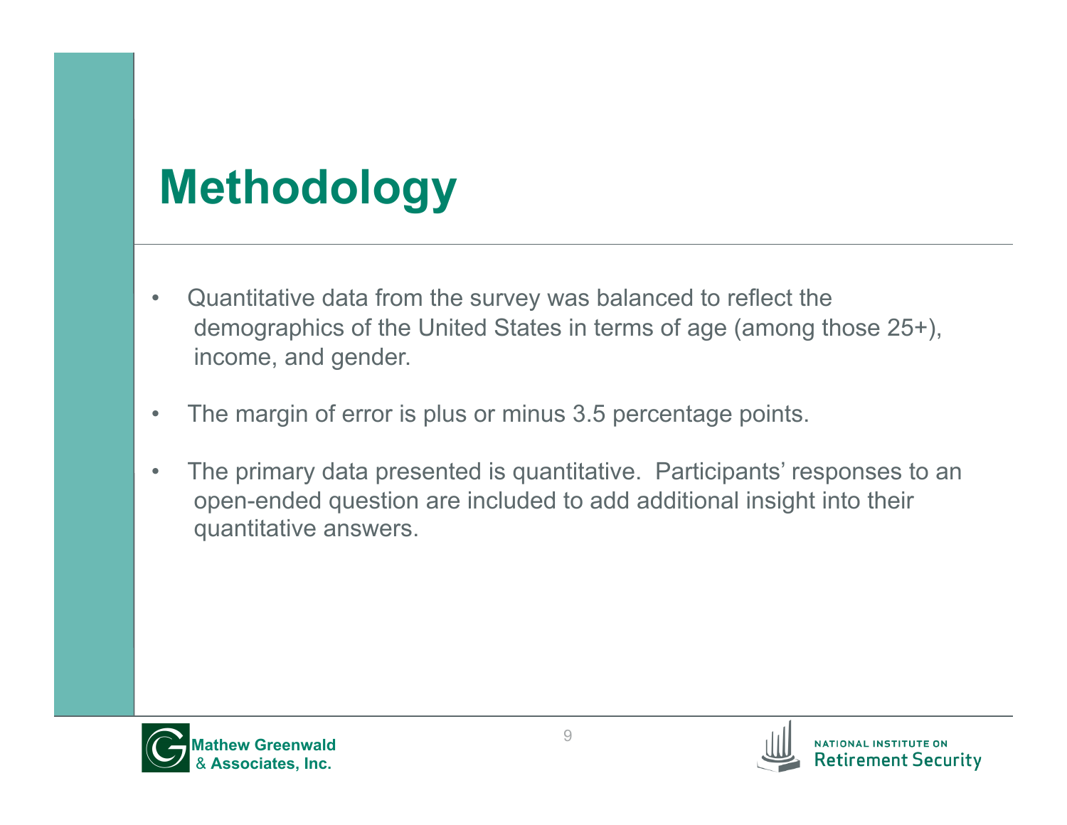# Methodology

- Quantitative data from the survey was balanced to reflect the demographics of the United States in terms of age (among those 25+), income, and gender.
- The margin of error is plus or minus 3.5 percentage points.
- The primary data presented is quantitative. Participants' responses to an open-ended question are included to add additional insight into their quantitative answers.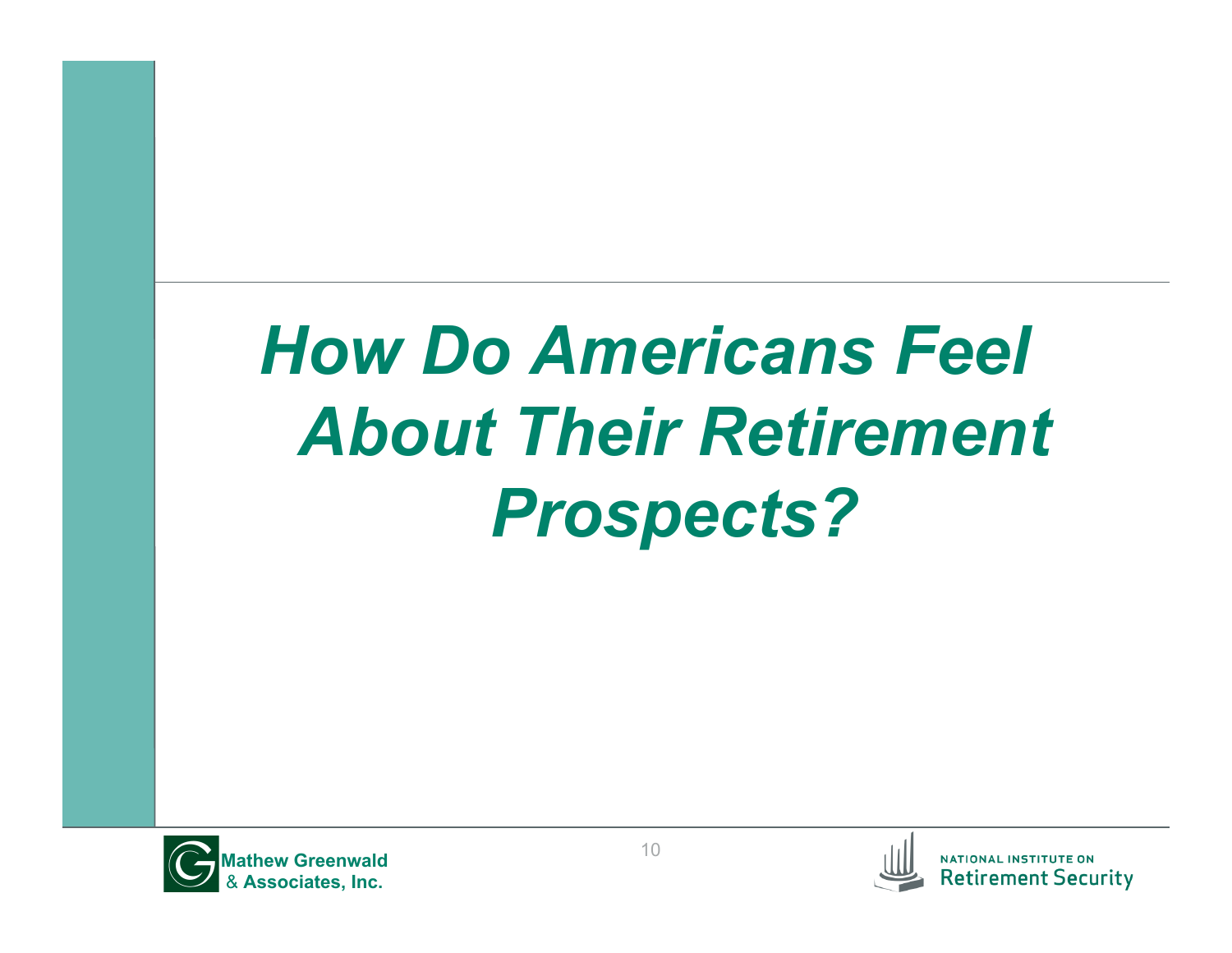# *How Do Americans Feel About Their Retirement Prospects?*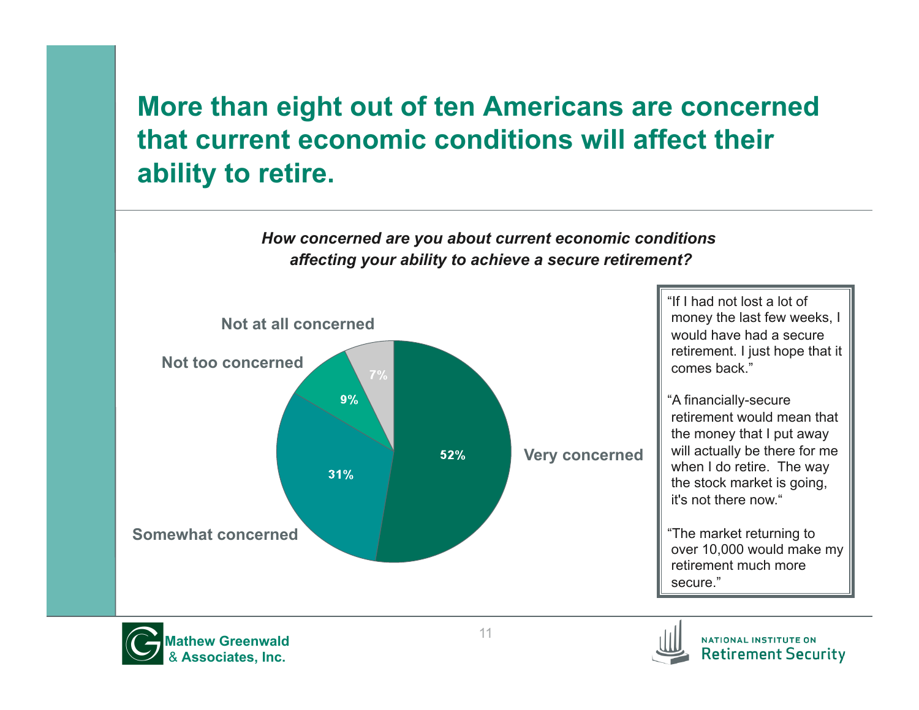# More than eight out of ten Americans are concerned that current economic conditions will affect their ability to retire.

***How concerned are you about current economic conditions affecting your ability to achieve a secure retirement?***

| Response | Percent |
|---|---|
| Very concerned | 52% |
| Somewhat concerned | 31% |
| Not too concerned | 9% |
| Not at all concerned | 7% |

"If I had not lost a lot of money the last few weeks, I would have had a secure retirement. I just hope that it comes back."

"A financially-secure retirement would mean that the money that I put away will actually be there for me when I do retire. The way the stock market is going, it's not there now."

"The market returning to over 10,000 would make my retirement much more secure."

Mathew Greenwald & Associates, Inc.

NATIONAL INSTITUTE ON Retirement Security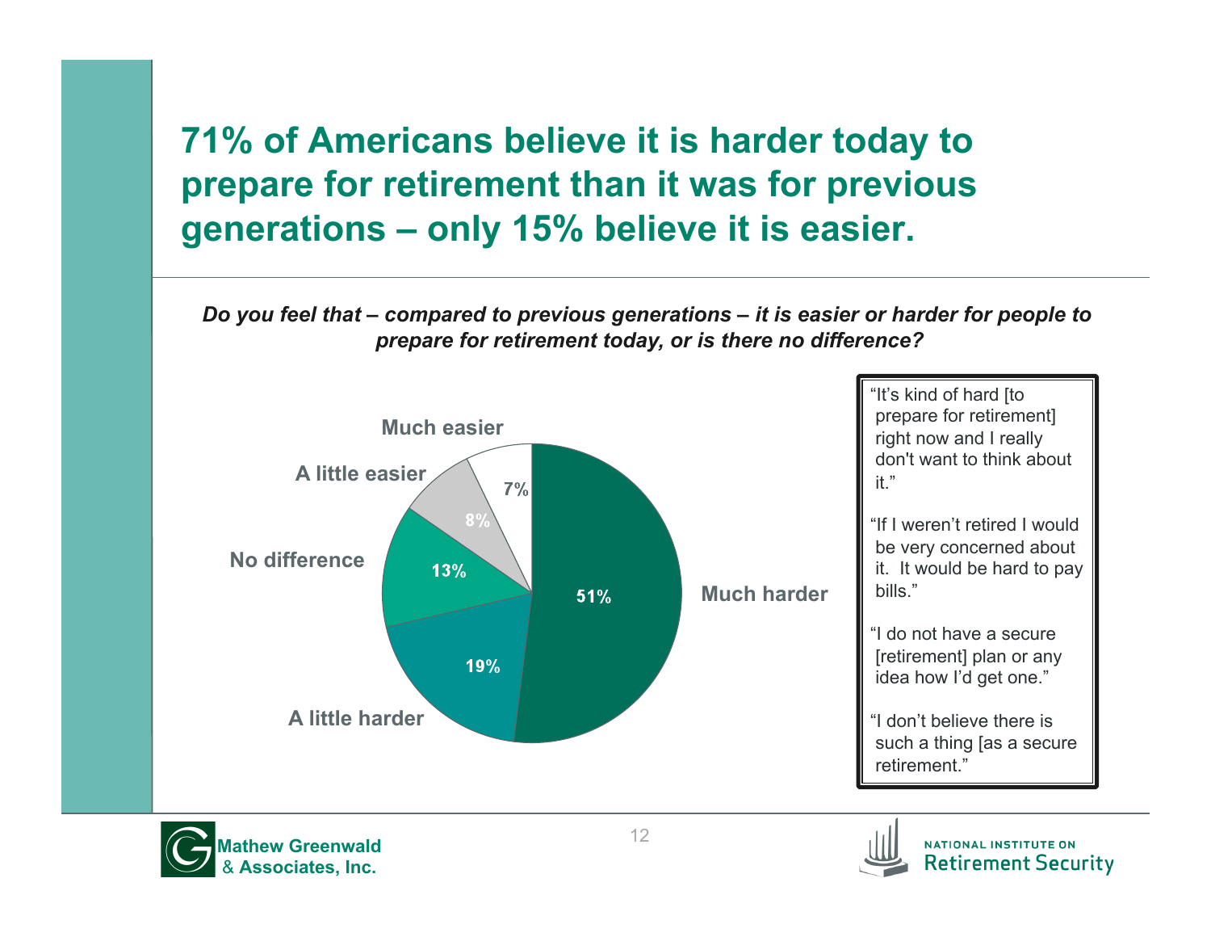# 71% of Americans believe it is harder today to prepare for retirement than it was for previous generations – only 15% believe it is easier.

***Do you feel that – compared to previous generations – it is easier or harder for people to prepare for retirement today, or is there no difference?***

| Response | Percent |
|---|---|
| Much harder | 51% |
| A little harder | 19% |
| No difference | 13% |
| A little easier | 8% |
| Much easier | 7% |

"It's kind of hard [to prepare for retirement] right now and I really don't want to think about it."

"If I weren't retired I would be very concerned about it. It would be hard to pay bills."

"I do not have a secure [retirement] plan or any idea how I'd get one."

"I don't believe there is such a thing [as a secure retirement."

Mathew Greenwald & Associates, Inc.

National Institute on Retirement Security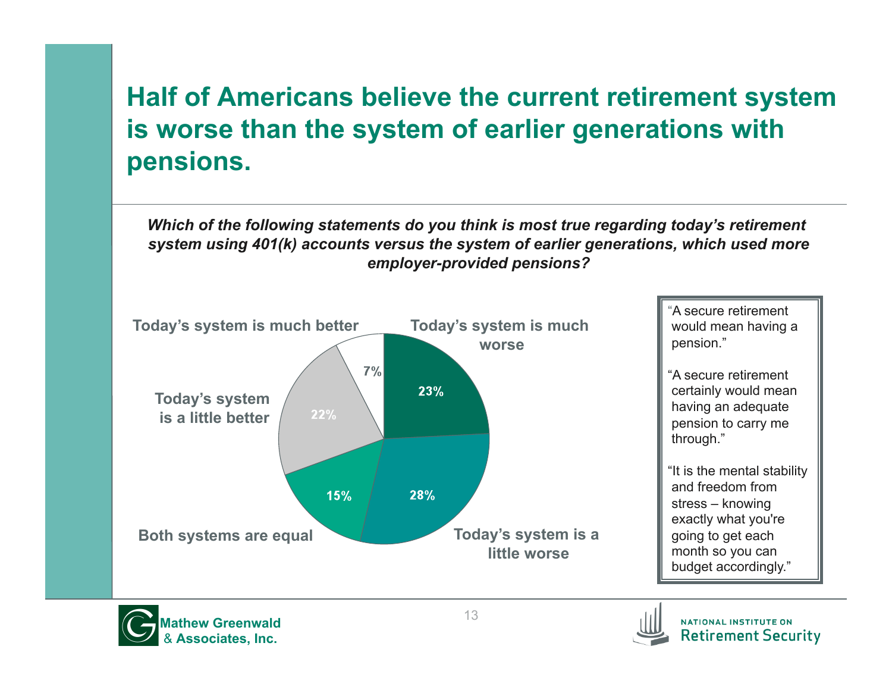# Half of Americans believe the current retirement system is worse than the system of earlier generations with pensions.

***Which of the following statements do you think is most true regarding today's retirement system using 401(k) accounts versus the system of earlier generations, which used more employer-provided pensions?***

| Response | Percent |
|---|---|
| Today's system is much worse | 23% |
| Today's system is a little worse | 28% |
| Both systems are equal | 15% |
| Today's system is a little better | 22% |
| Today's system is much better | 7% |

"A secure retirement would mean having a pension."

"A secure retirement certainly would mean having an adequate pension to carry me through."

"It is the mental stability and freedom from stress – knowing exactly what you're going to get each month so you can budget accordingly."

Mathew Greenwald & Associates, Inc.

National Institute on Retirement Security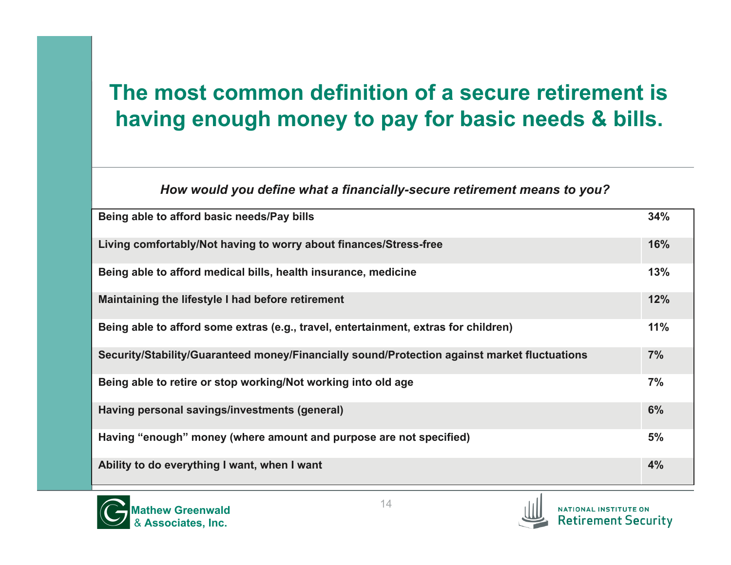# The most common definition of a secure retirement is having enough money to pay for basic needs & bills.

*How would you define what a financially-secure retirement means to you?*

| Response | % |
|---|---|
| Being able to afford basic needs/Pay bills | 34% |
| Living comfortably/Not having to worry about finances/Stress-free | 16% |
| Being able to afford medical bills, health insurance, medicine | 13% |
| Maintaining the lifestyle I had before retirement | 12% |
| Being able to afford some extras (e.g., travel, entertainment, extras for children) | 11% |
| Security/Stability/Guaranteed money/Financially sound/Protection against market fluctuations | 7% |
| Being able to retire or stop working/Not working into old age | 7% |
| Having personal savings/investments (general) | 6% |
| Having "enough" money (where amount and purpose are not specified) | 5% |
| Ability to do everything I want, when I want | 4% |

Mathew Greenwald & Associates, Inc.

National Institute on Retirement Security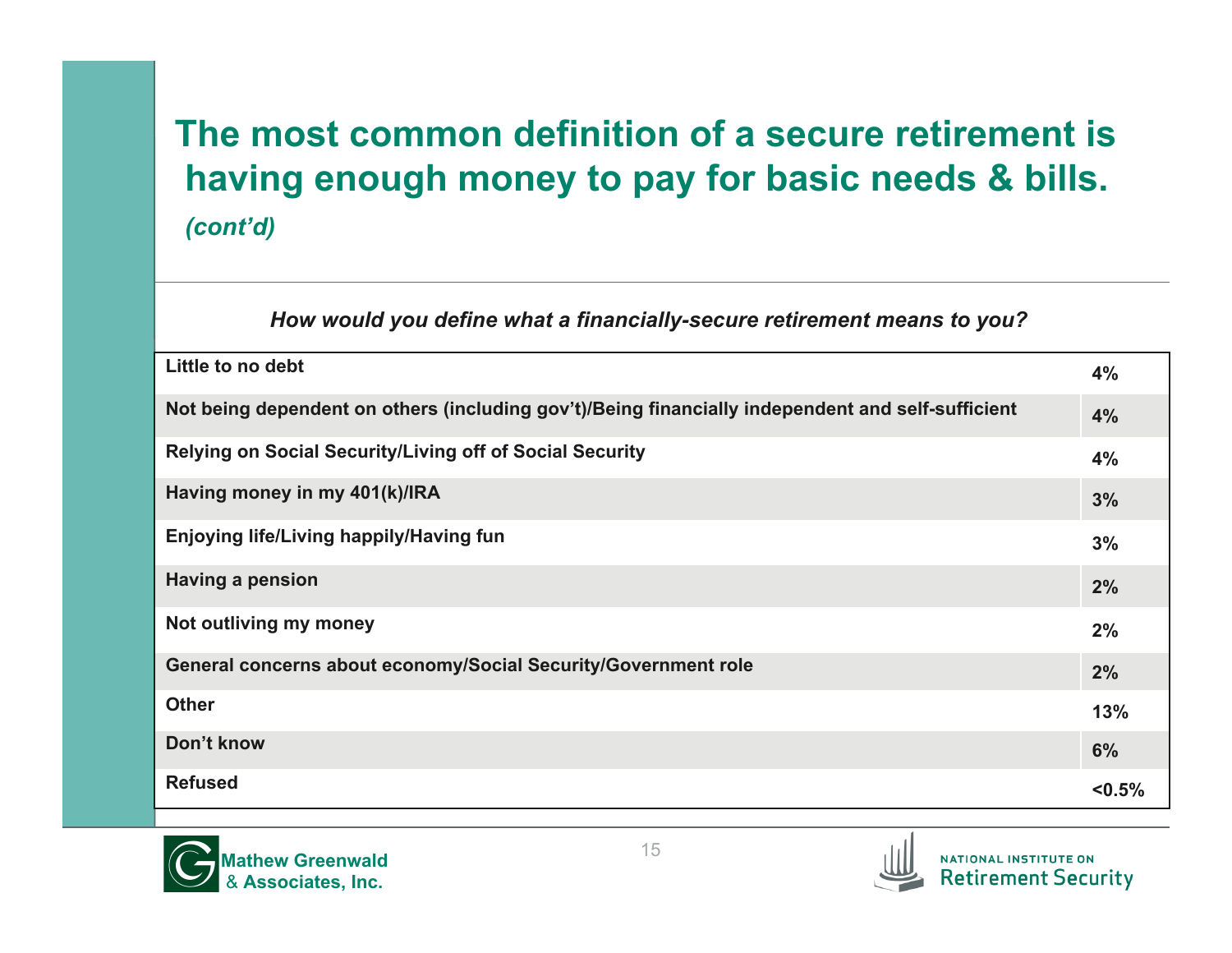# The most common definition of a secure retirement is having enough money to pay for basic needs & bills.

*(cont'd)*

***How would you define what a financially-secure retirement means to you?***

| Response | % |
|---|---|
| Little to no debt | 4% |
| Not being dependent on others (including gov't)/Being financially independent and self-sufficient | 4% |
| Relying on Social Security/Living off of Social Security | 4% |
| Having money in my 401(k)/IRA | 3% |
| Enjoying life/Living happily/Having fun | 3% |
| Having a pension | 2% |
| Not outliving my money | 2% |
| General concerns about economy/Social Security/Government role | 2% |
| Other | 13% |
| Don't know | 6% |
| Refused | <0.5% |

Mathew Greenwald & Associates, Inc.

National Institute on Retirement Security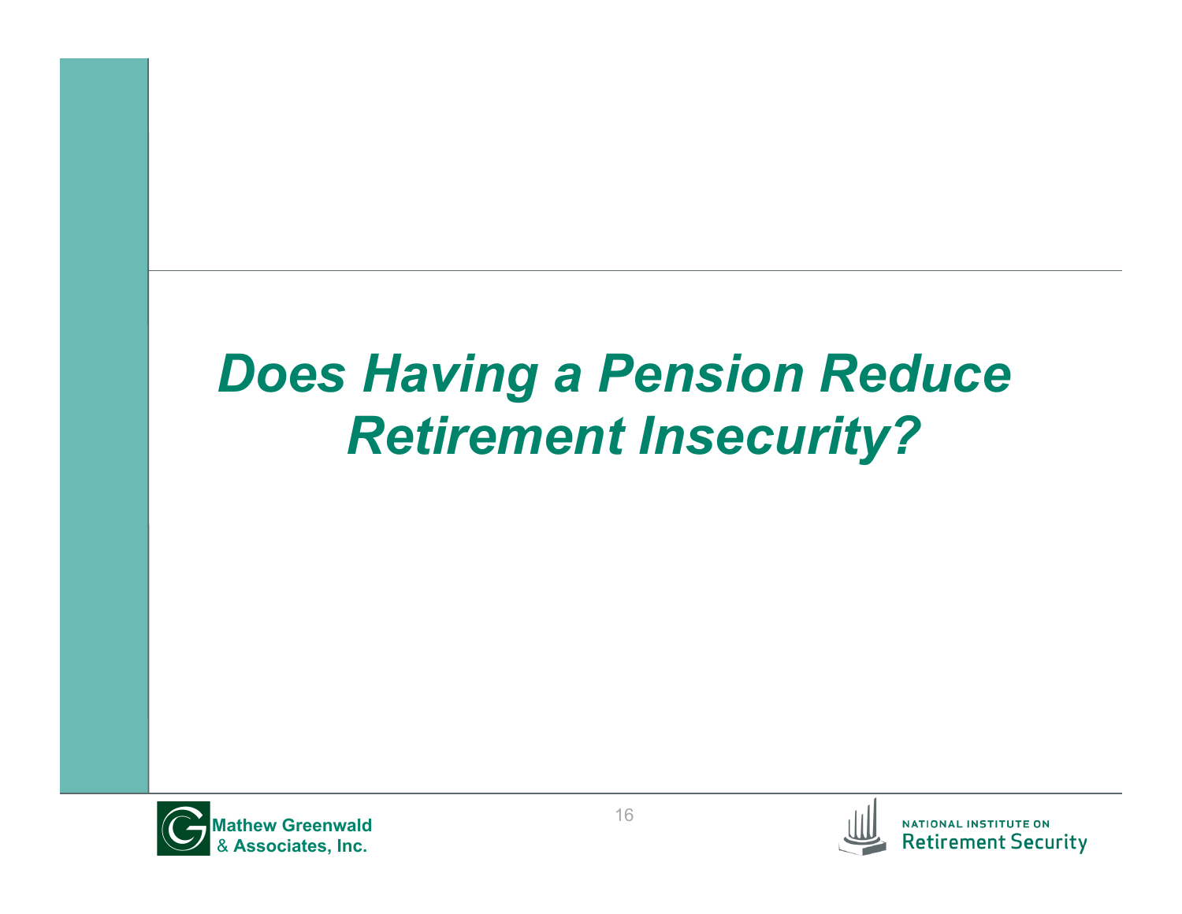# *Does Having a Pension Reduce Retirement Insecurity?*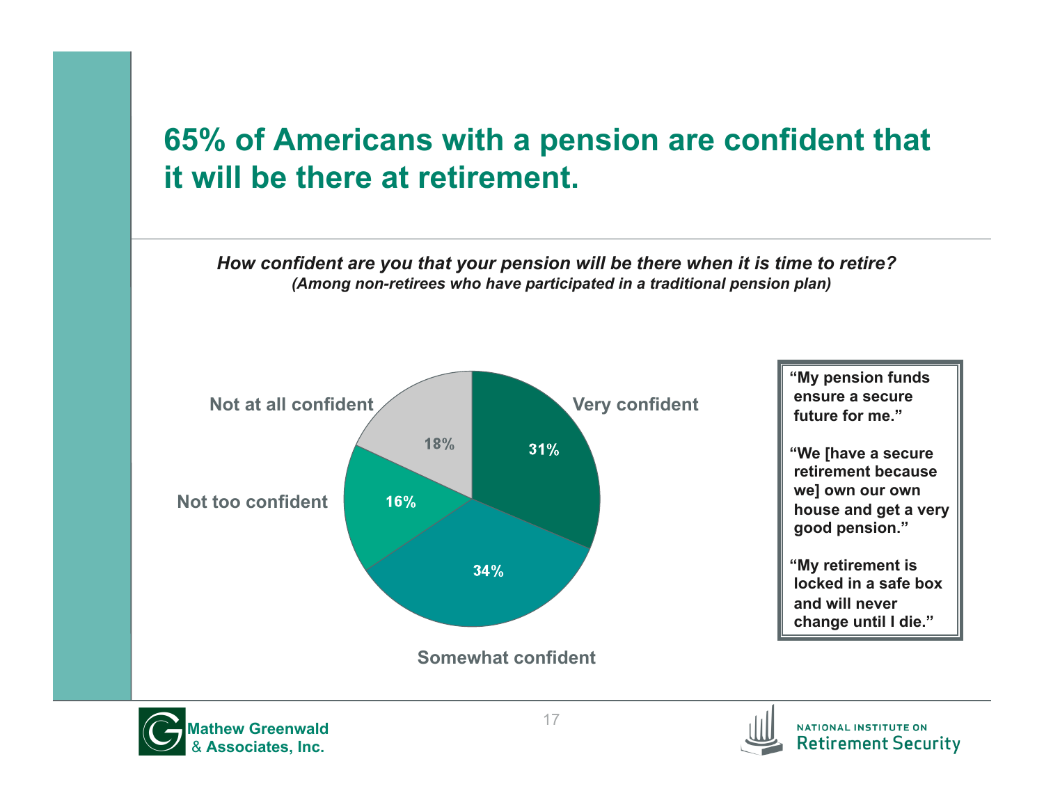# 65% of Americans with a pension are confident that it will be there at retirement.

***How confident are you that your pension will be there when it is time to retire?***
***(Among non-retirees who have participated in a traditional pension plan)***

| Response | Percent |
|---|---|
| Very confident | 31% |
| Somewhat confident | 34% |
| Not too confident | 16% |
| Not at all confident | 18% |

**"My pension funds ensure a secure future for me."**

**"We [have a secure retirement because we] own our own house and get a very good pension."**

**"My retirement is locked in a safe box and will never change until I die."**

**Mathew Greenwald & Associates, Inc.**

NATIONAL INSTITUTE ON Retirement Security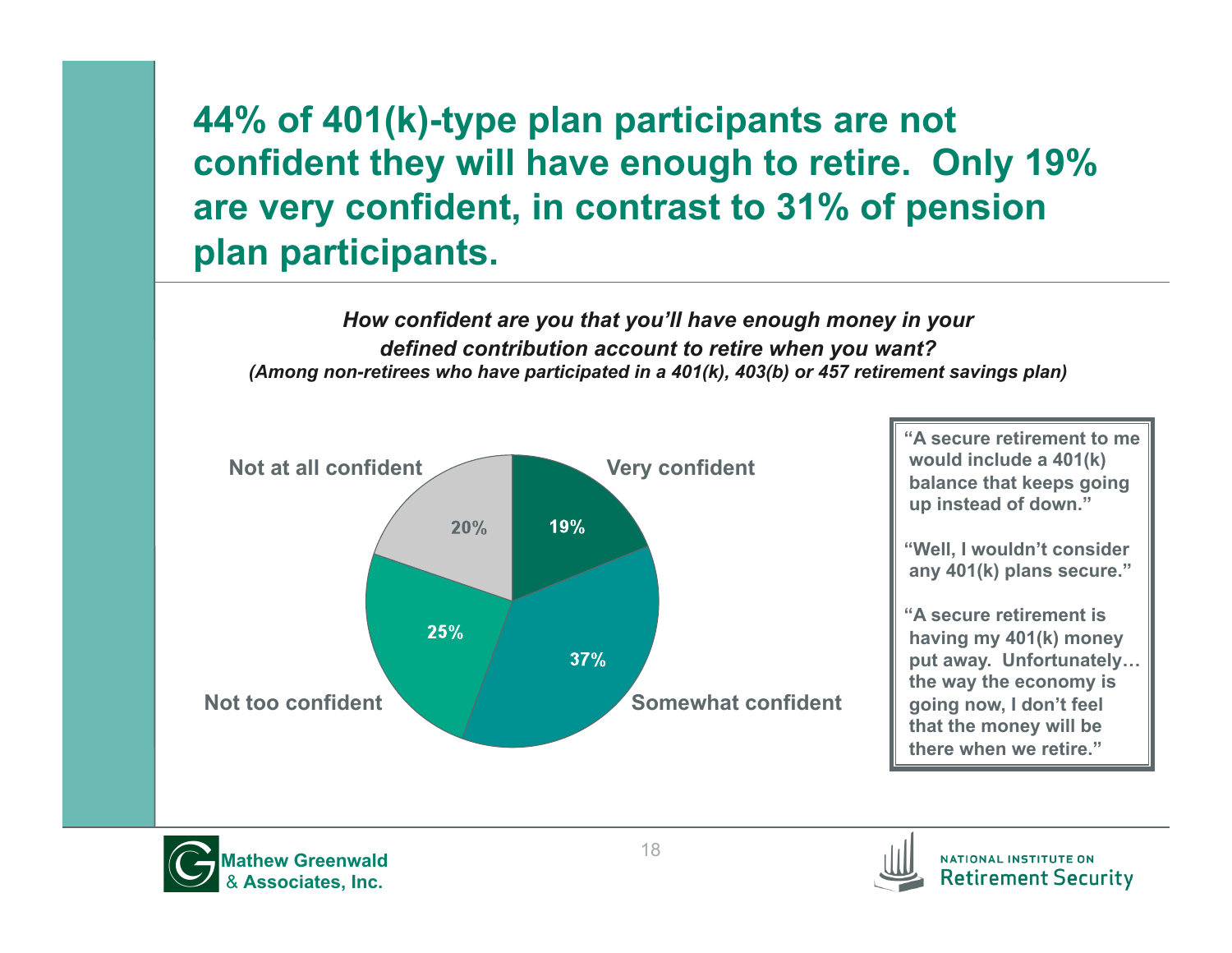# 44% of 401(k)-type plan participants are not confident they will have enough to retire. Only 19% are very confident, in contrast to 31% of pension plan participants.

***How confident are you that you'll have enough money in your defined contribution account to retire when you want?***
***(Among non-retirees who have participated in a 401(k), 403(b) or 457 retirement savings plan)***

| Response | Percent |
|---|---|
| Very confident | 19% |
| Somewhat confident | 37% |
| Not too confident | 25% |
| Not at all confident | 20% |

**"A secure retirement to me would include a 401(k) balance that keeps going up instead of down."**

**"Well, I wouldn't consider any 401(k) plans secure."**

**"A secure retirement is having my 401(k) money put away. Unfortunately… the way the economy is going now, I don't feel that the money will be there when we retire."**

Mathew Greenwald & Associates, Inc.

National Institute on Retirement Security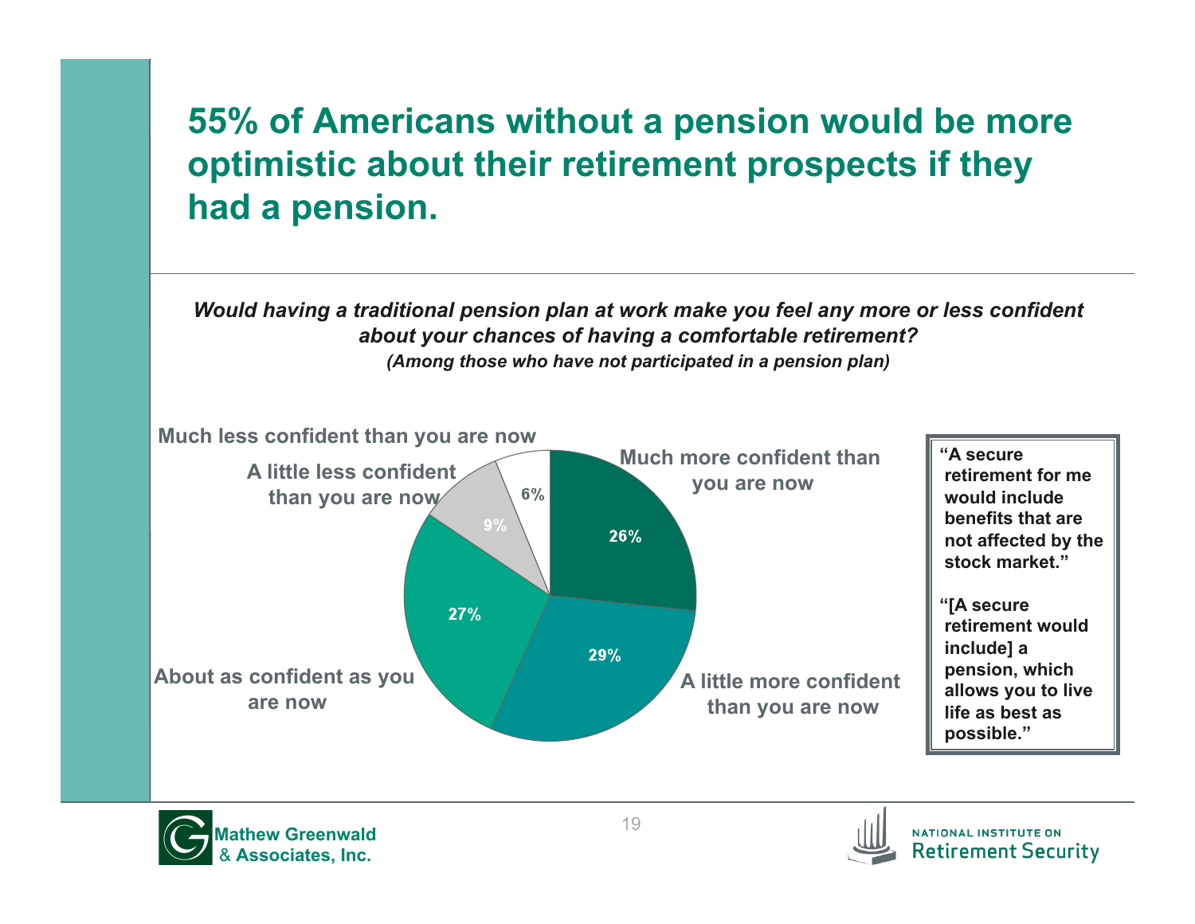# 55% of Americans without a pension would be more optimistic about their retirement prospects if they had a pension.

***Would having a traditional pension plan at work make you feel any more or less confident about your chances of having a comfortable retirement?***

***(Among those who have not participated in a pension plan)***

| Response | Percent |
|---|---|
| Much more confident than you are now | 26% |
| A little more confident than you are now | 29% |
| About as confident as you are now | 27% |
| A little less confident than you are now | 9% |
| Much less confident than you are now | 6% |

**"A secure retirement for me would include benefits that are not affected by the stock market."**

**"[A secure retirement would include] a pension, which allows you to live life as best as possible."**

Mathew Greenwald & Associates, Inc.

National Institute on Retirement Security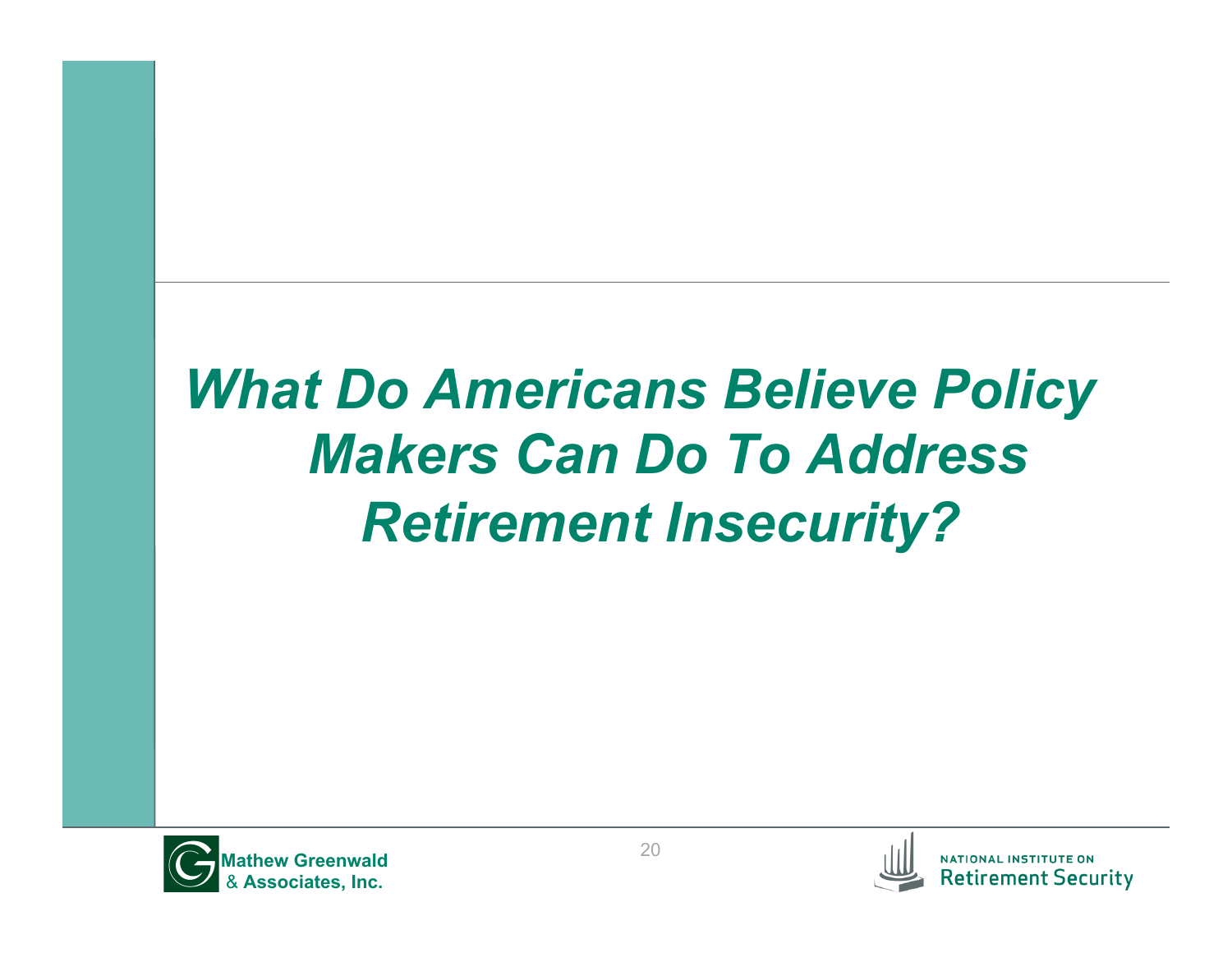# *What Do Americans Believe Policy Makers Can Do To Address Retirement Insecurity?*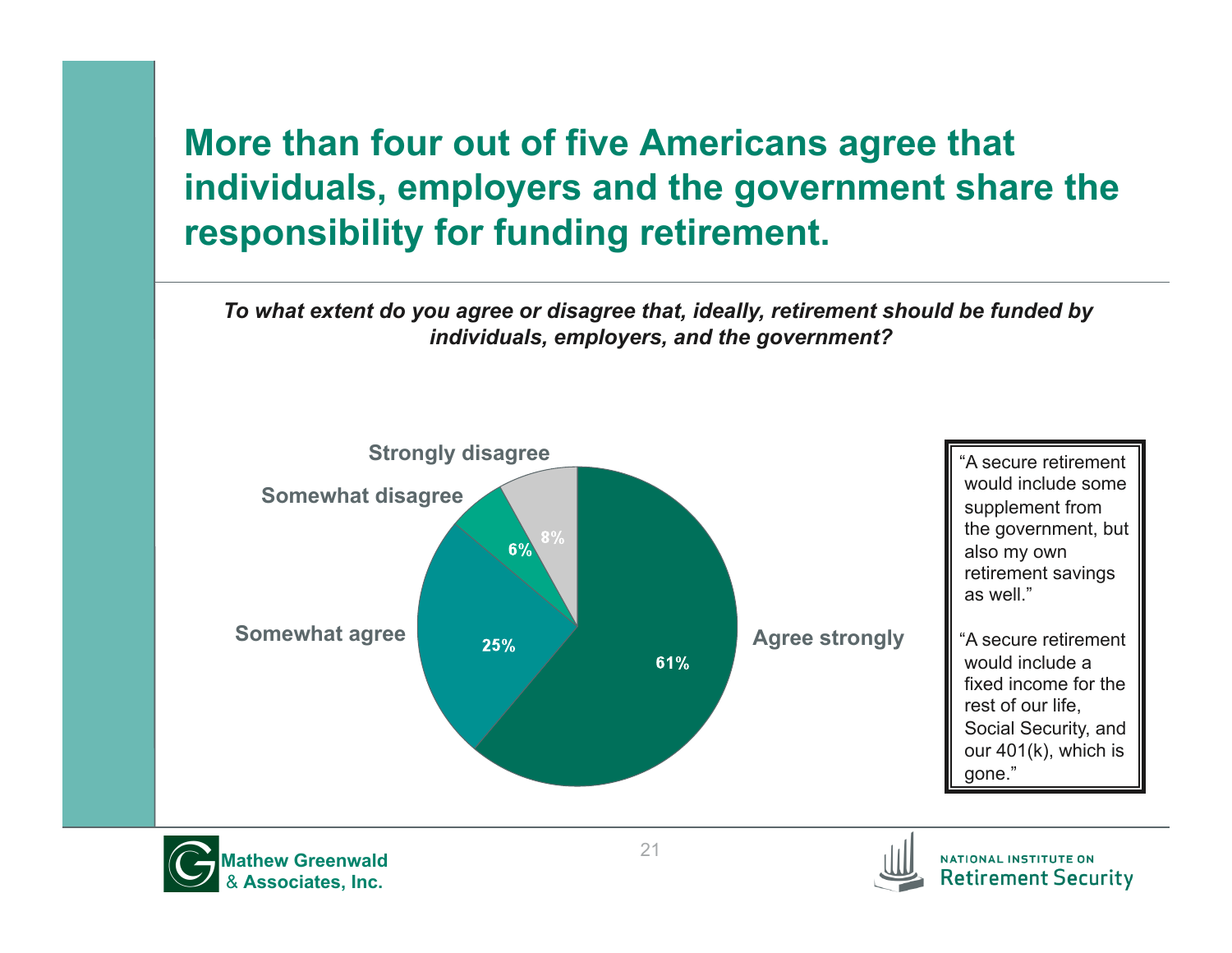# More than four out of five Americans agree that individuals, employers and the government share the responsibility for funding retirement.

***To what extent do you agree or disagree that, ideally, retirement should be funded by individuals, employers, and the government?***

| Response | Percent |
| --- | --- |
| Agree strongly | 61% |
| Somewhat agree | 25% |
| Somewhat disagree | 6% |
| Strongly disagree | 8% |

"A secure retirement would include some supplement from the government, but also my own retirement savings as well."

"A secure retirement would include a fixed income for the rest of our life, Social Security, and our 401(k), which is gone."

Mathew Greenwald & Associates, Inc.

National Institute on Retirement Security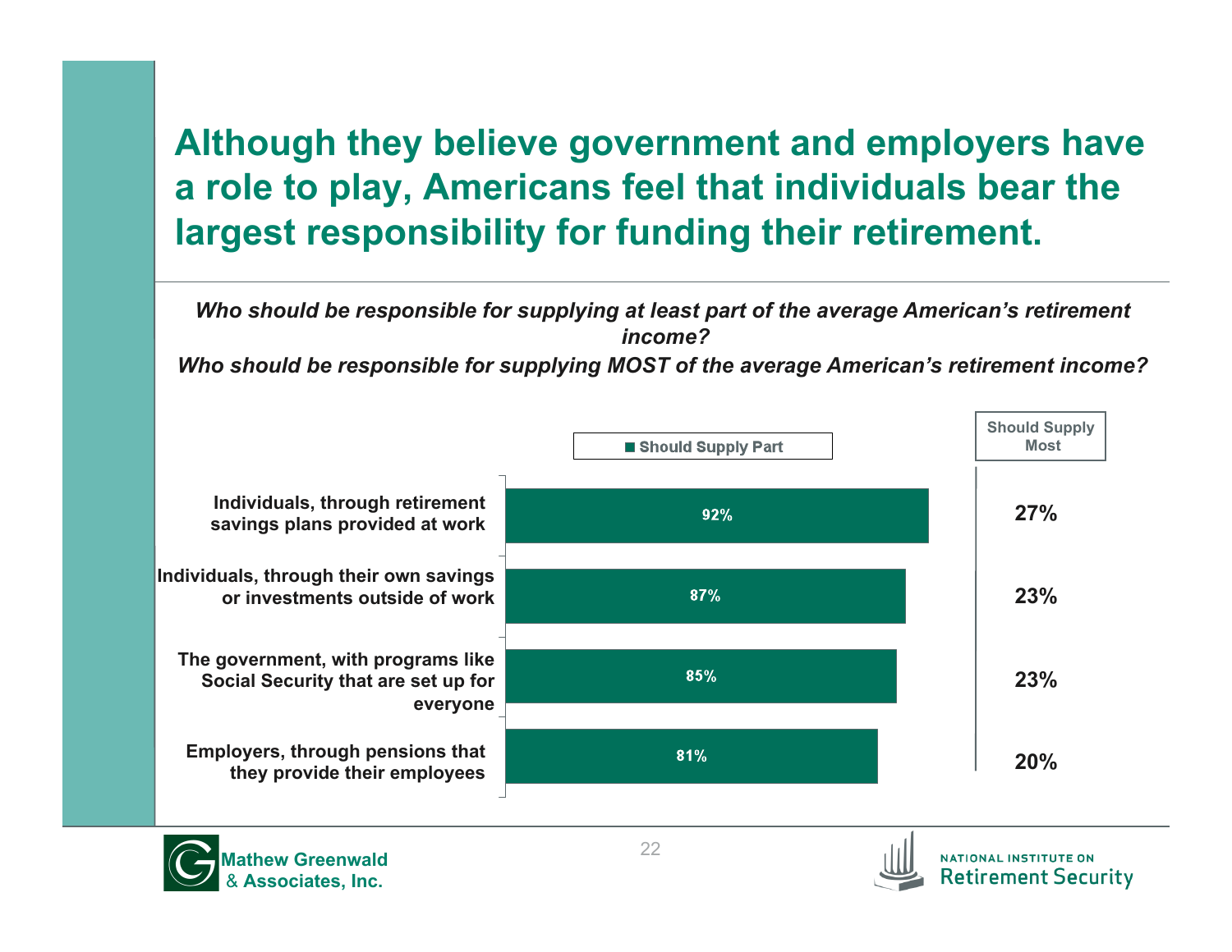# Although they believe government and employers have a role to play, Americans feel that individuals bear the largest responsibility for funding their retirement.

*Who should be responsible for supplying at least part of the average American's retirement income?*

*Who should be responsible for supplying MOST of the average American's retirement income?*

| | Should Supply Part | Should Supply Most |
|---|---|---|
| Individuals, through retirement savings plans provided at work | 92% | 27% |
| Individuals, through their own savings or investments outside of work | 87% | 23% |
| The government, with programs like Social Security that are set up for everyone | 85% | 23% |
| Employers, through pensions that they provide their employees | 81% | 20% |

Mathew Greenwald & Associates, Inc.

NATIONAL INSTITUTE ON Retirement Security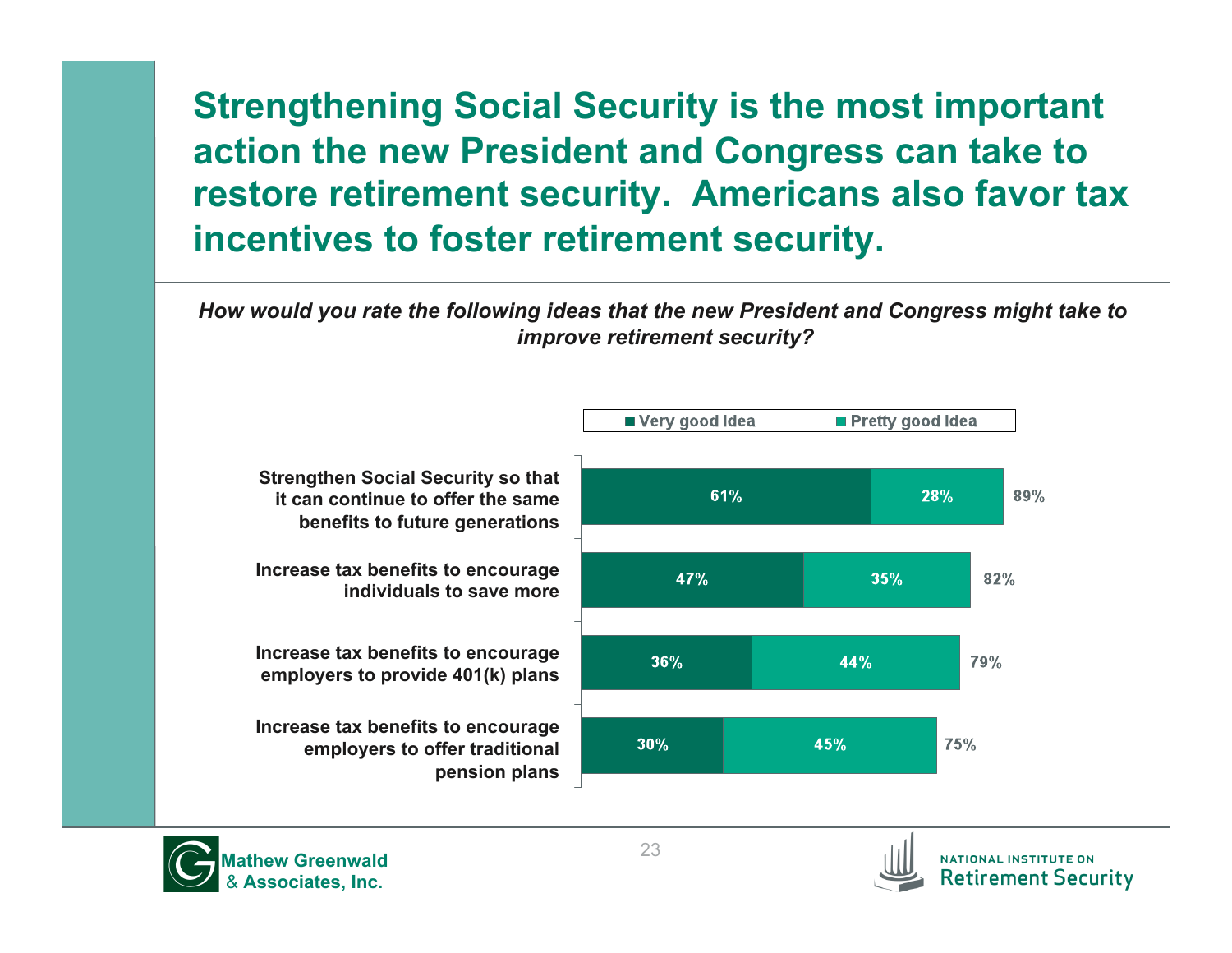# Strengthening Social Security is the most important action the new President and Congress can take to restore retirement security. Americans also favor tax incentives to foster retirement security.

*How would you rate the following ideas that the new President and Congress might take to improve retirement security?*

| | Very good idea | Pretty good idea | Total |
|---|---|---|---|
| Strengthen Social Security so that it can continue to offer the same benefits to future generations | 61% | 28% | 89% |
| Increase tax benefits to encourage individuals to save more | 47% | 35% | 82% |
| Increase tax benefits to encourage employers to provide 401(k) plans | 36% | 44% | 79% |
| Increase tax benefits to encourage employers to offer traditional pension plans | 30% | 45% | 75% |

Mathew Greenwald & Associates, Inc.

National Institute on Retirement Security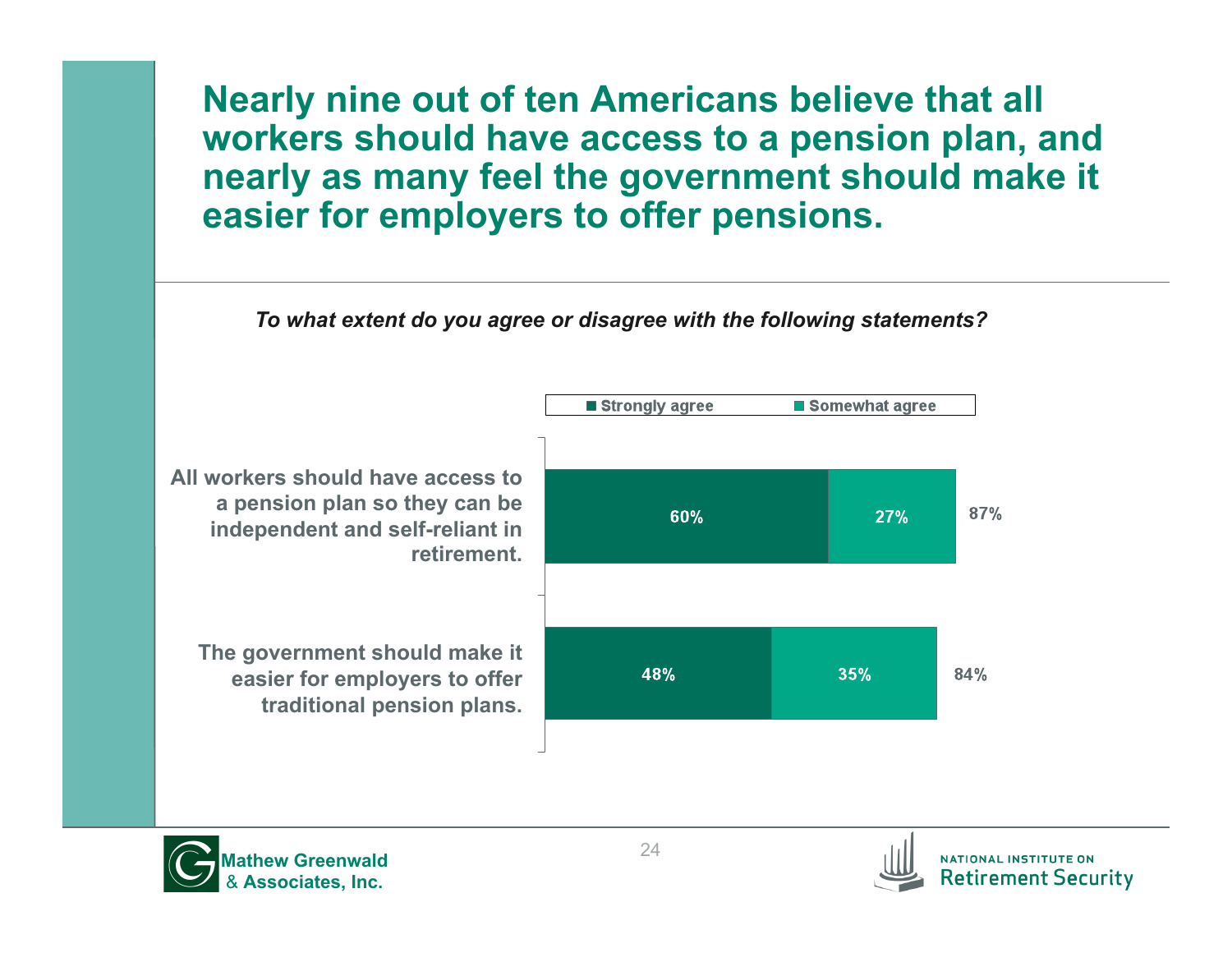# Nearly nine out of ten Americans believe that all workers should have access to a pension plan, and nearly as many feel the government should make it easier for employers to offer pensions.

*To what extent do you agree or disagree with the following statements?*

| Statement | Strongly agree | Somewhat agree | Total |
| --- | --- | --- | --- |
| All workers should have access to a pension plan so they can be independent and self-reliant in retirement. | 60% | 27% | 87% |
| The government should make it easier for employers to offer traditional pension plans. | 48% | 35% | 84% |

Mathew Greenwald & Associates, Inc.

NATIONAL INSTITUTE ON Retirement Security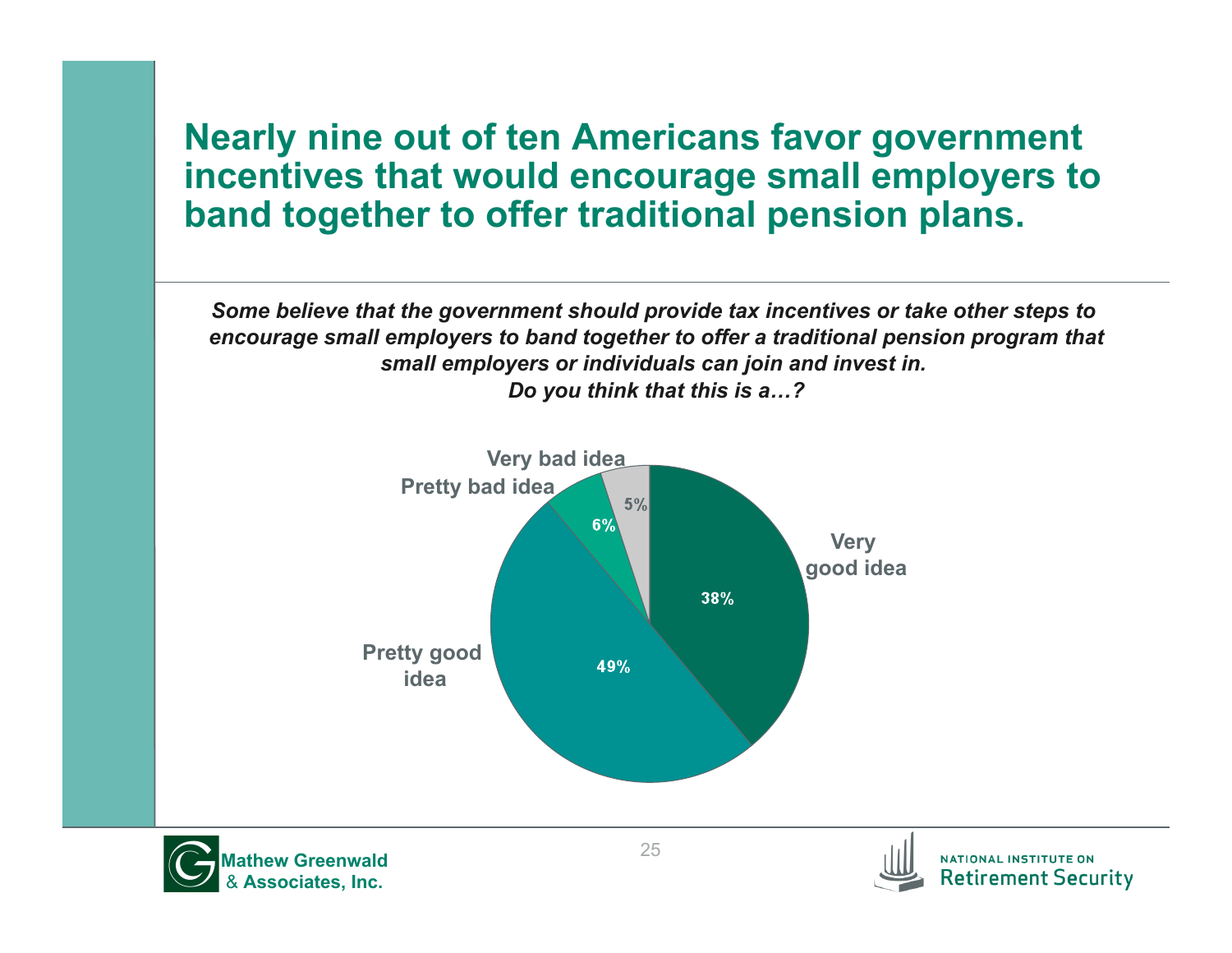# Nearly nine out of ten Americans favor government incentives that would encourage small employers to band together to offer traditional pension plans.

***Some believe that the government should provide tax incentives or take other steps to encourage small employers to band together to offer a traditional pension program that small employers or individuals can join and invest in. Do you think that this is a…?***

| Response | Percent |
| --- | --- |
| Very good idea | 38% |
| Pretty good idea | 49% |
| Pretty bad idea | 6% |
| Very bad idea | 5% |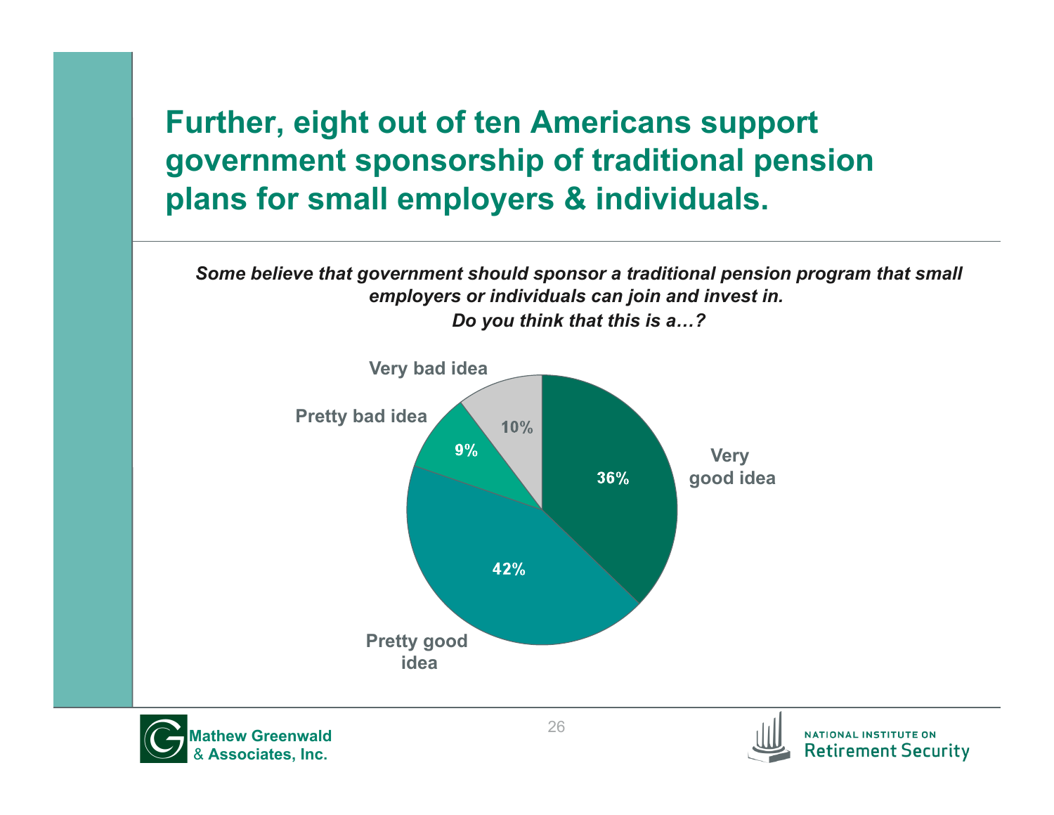# Further, eight out of ten Americans support government sponsorship of traditional pension plans for small employers & individuals.

***Some believe that government should sponsor a traditional pension program that small employers or individuals can join and invest in.***
***Do you think that this is a…?***

| Response | Percent |
|---|---|
| Very good idea | 36% |
| Pretty good idea | 42% |
| Pretty bad idea | 9% |
| Very bad idea | 10% |

Mathew Greenwald & Associates, Inc.

National Institute on Retirement Security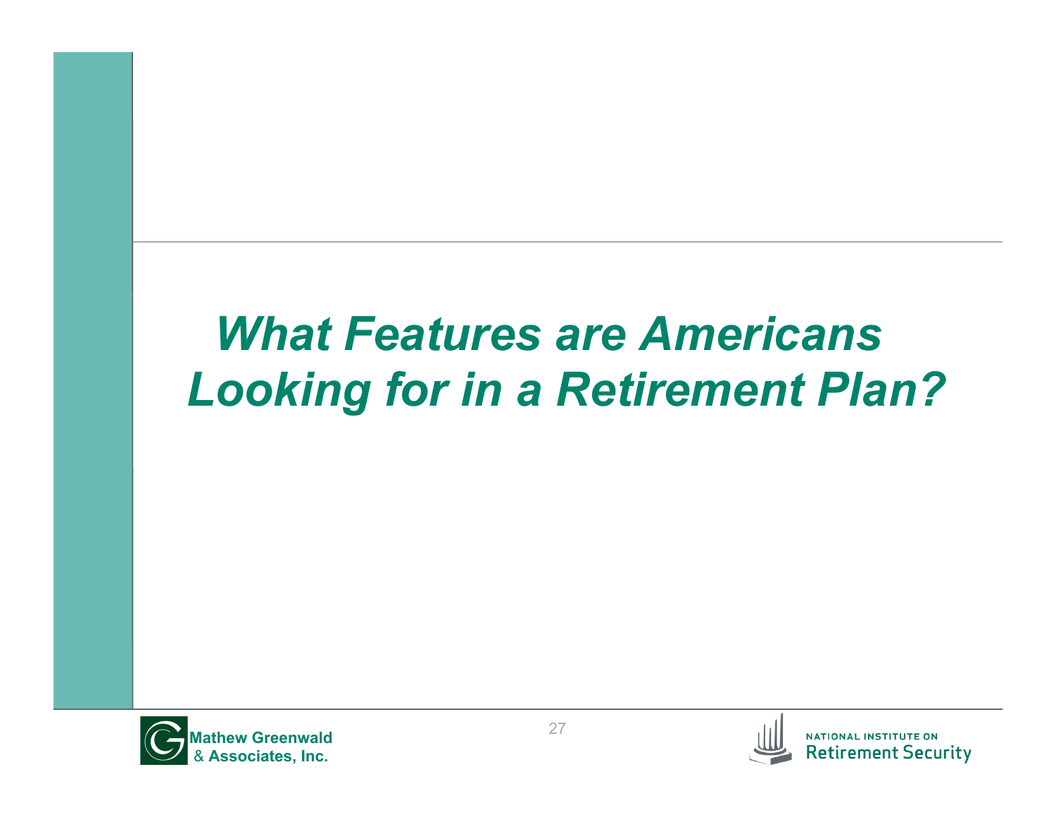# *What Features are Americans Looking for in a Retirement Plan?*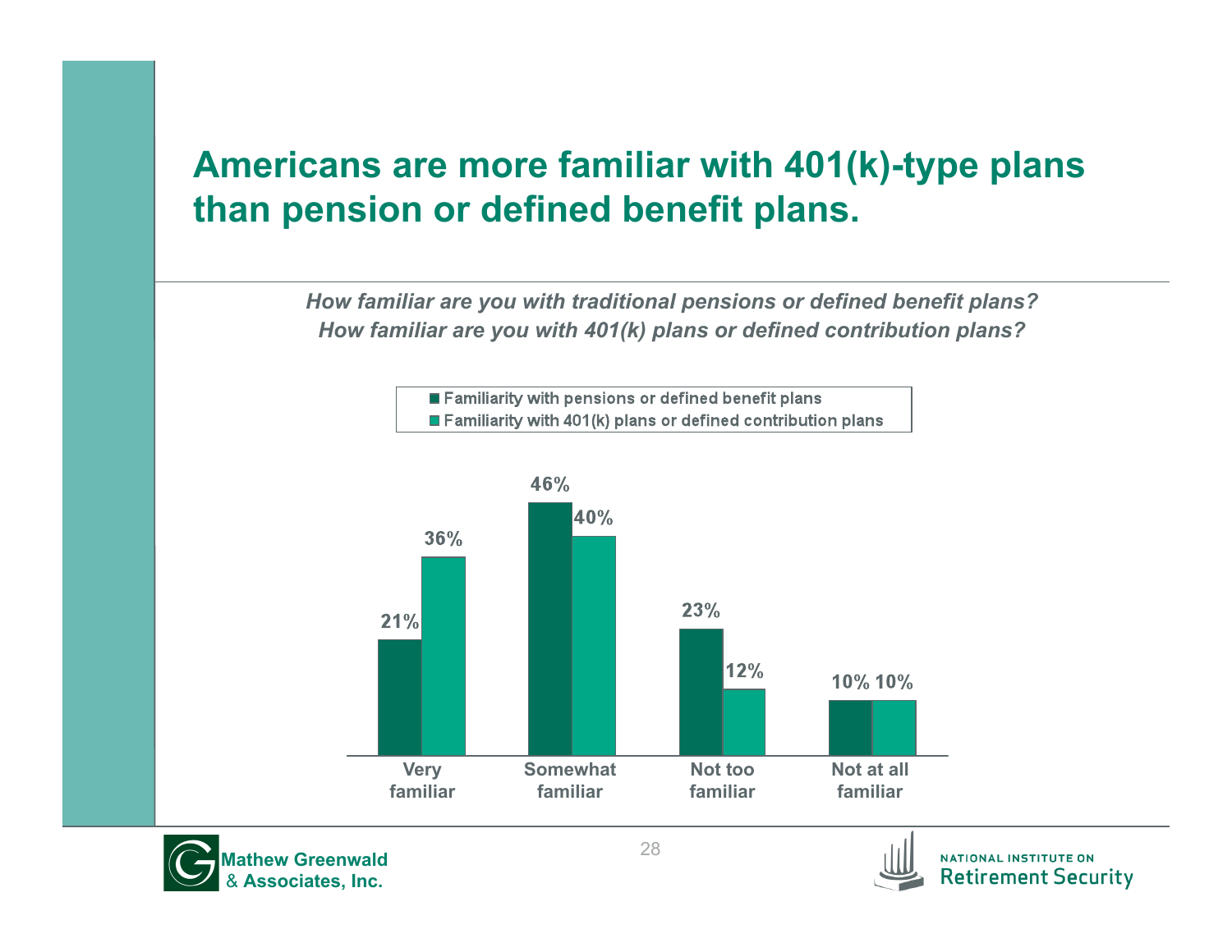# Americans are more familiar with 401(k)-type plans than pension or defined benefit plans.

*How familiar are you with traditional pensions or defined benefit plans?*
*How familiar are you with 401(k) plans or defined contribution plans?*

| | Familiarity with pensions or defined benefit plans | Familiarity with 401(k) plans or defined contribution plans |
|---|---|---|
| Very familiar | 21% | 36% |
| Somewhat familiar | 46% | 40% |
| Not too familiar | 23% | 12% |
| Not at all familiar | 10% | 10% |

**Mathew Greenwald & Associates, Inc.**

NATIONAL INSTITUTE ON Retirement Security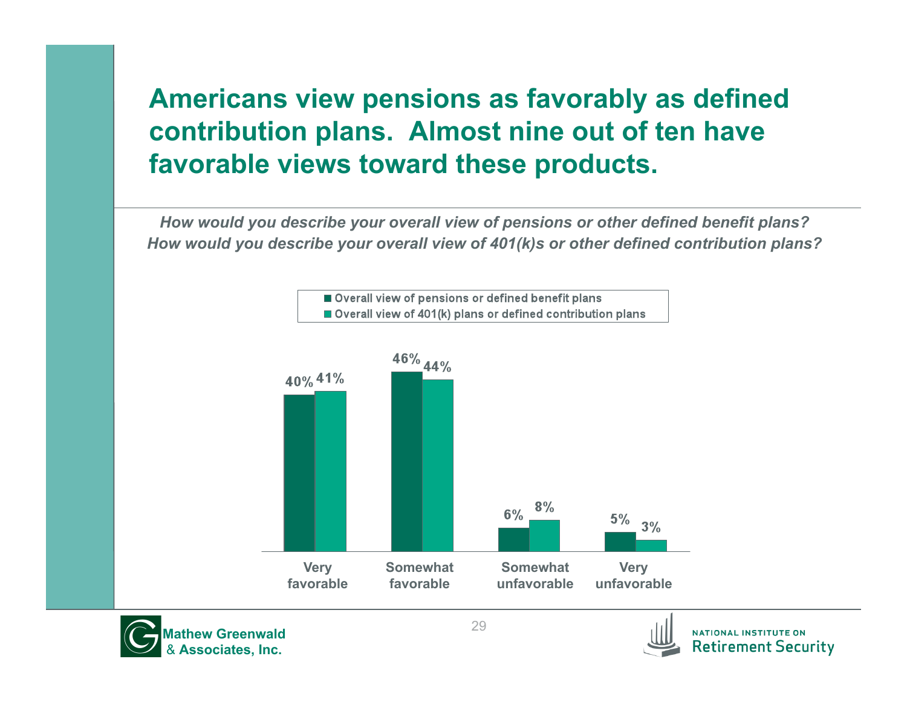# Americans view pensions as favorably as defined contribution plans. Almost nine out of ten have favorable views toward these products.

*How would you describe your overall view of pensions or other defined benefit plans?*
*How would you describe your overall view of 401(k)s or other defined contribution plans?*

| | Overall view of pensions or defined benefit plans | Overall view of 401(k) plans or defined contribution plans |
|---|---|---|
| Very favorable | 40% | 41% |
| Somewhat favorable | 46% | 44% |
| Somewhat unfavorable | 6% | 8% |
| Very unfavorable | 5% | 3% |

Mathew Greenwald & Associates, Inc.

National Institute on Retirement Security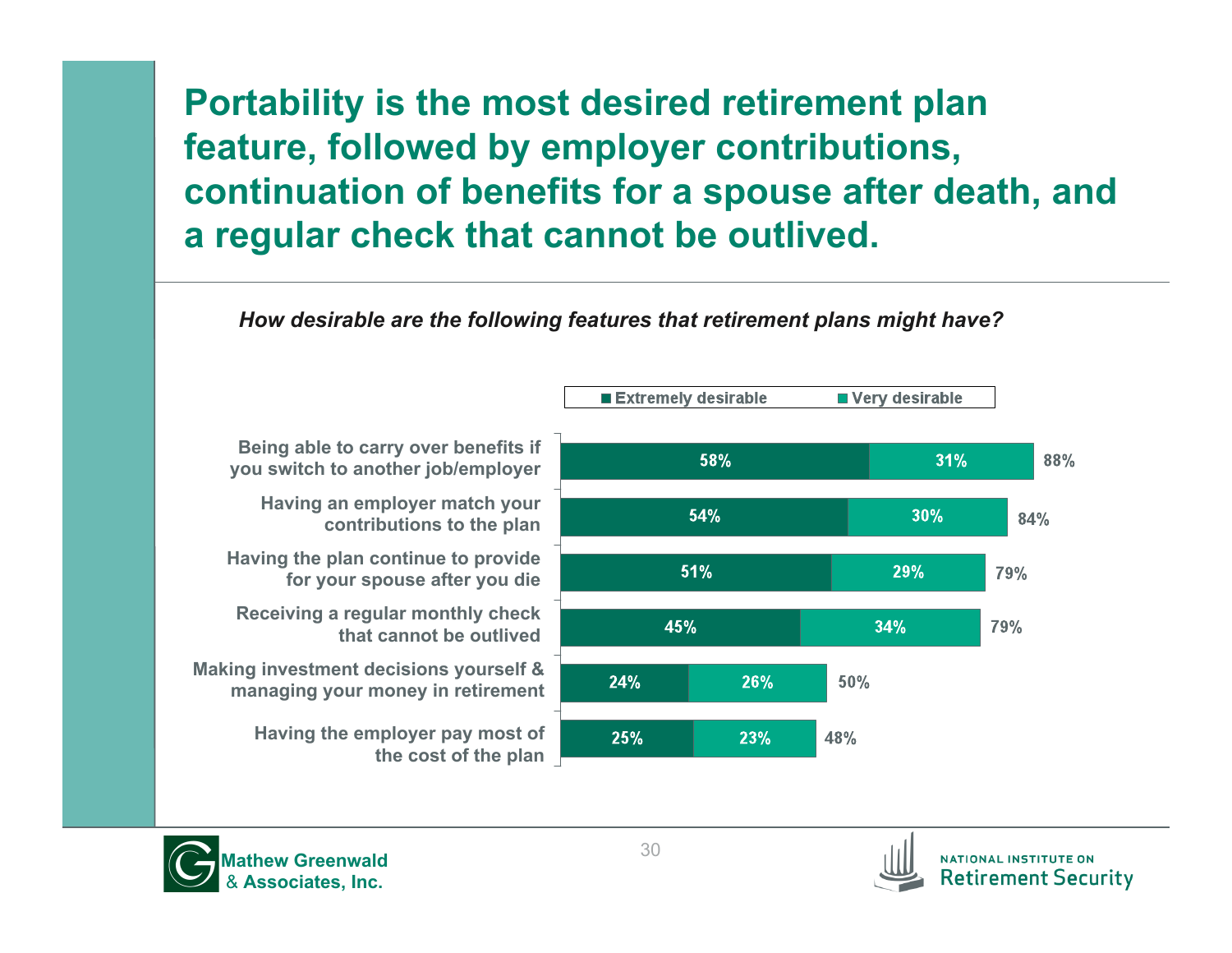# Portability is the most desired retirement plan feature, followed by employer contributions, continuation of benefits for a spouse after death, and a regular check that cannot be outlived.

*How desirable are the following features that retirement plans might have?*

| Feature | Extremely desirable | Very desirable | Total |
|---|---|---|---|
| Being able to carry over benefits if you switch to another job/employer | 58% | 31% | 88% |
| Having an employer match your contributions to the plan | 54% | 30% | 84% |
| Having the plan continue to provide for your spouse after you die | 51% | 29% | 79% |
| Receiving a regular monthly check that cannot be outlived | 45% | 34% | 79% |
| Making investment decisions yourself & managing your money in retirement | 24% | 26% | 50% |
| Having the employer pay most of the cost of the plan | 25% | 23% | 48% |

Mathew Greenwald & Associates, Inc.

National Institute on Retirement Security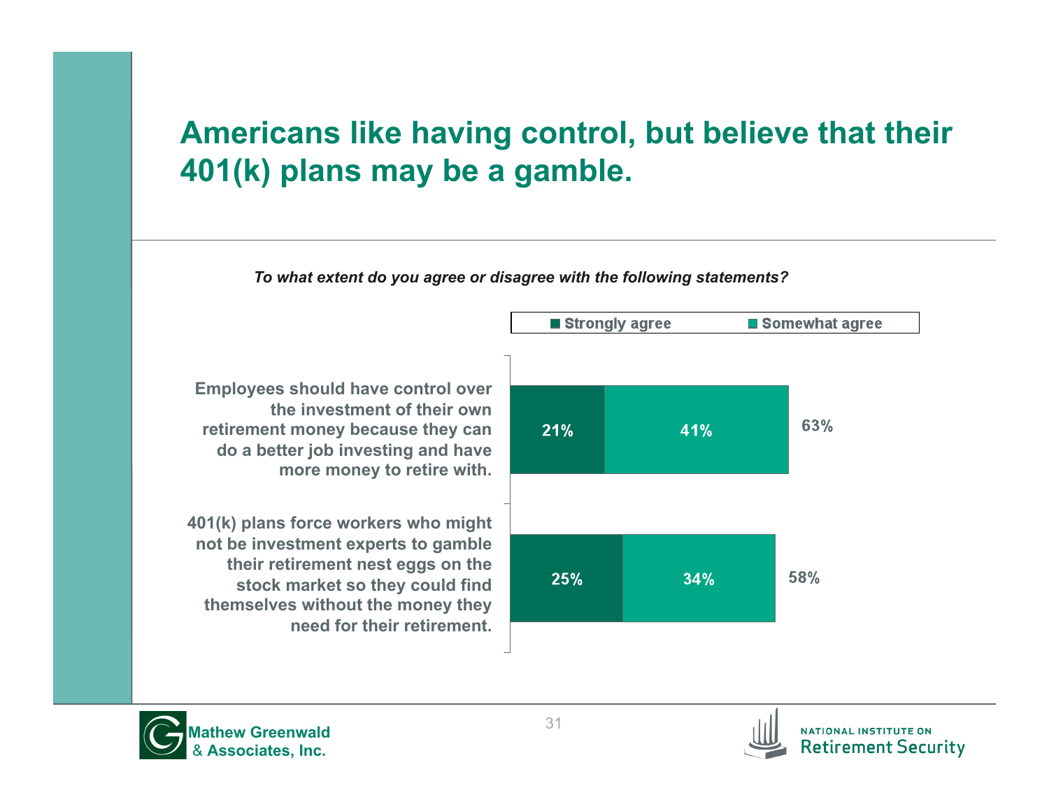# Americans like having control, but believe that their 401(k) plans may be a gamble.

*To what extent do you agree or disagree with the following statements?*

| Statement | Strongly agree | Somewhat agree | Total |
|---|---|---|---|
| Employees should have control over the investment of their own retirement money because they can do a better job investing and have more money to retire with. | 21% | 41% | 63% |
| 401(k) plans force workers who might not be investment experts to gamble their retirement nest eggs on the stock market so they could find themselves without the money they need for their retirement. | 25% | 34% | 58% |

Mathew Greenwald & Associates, Inc.

National Institute on Retirement Security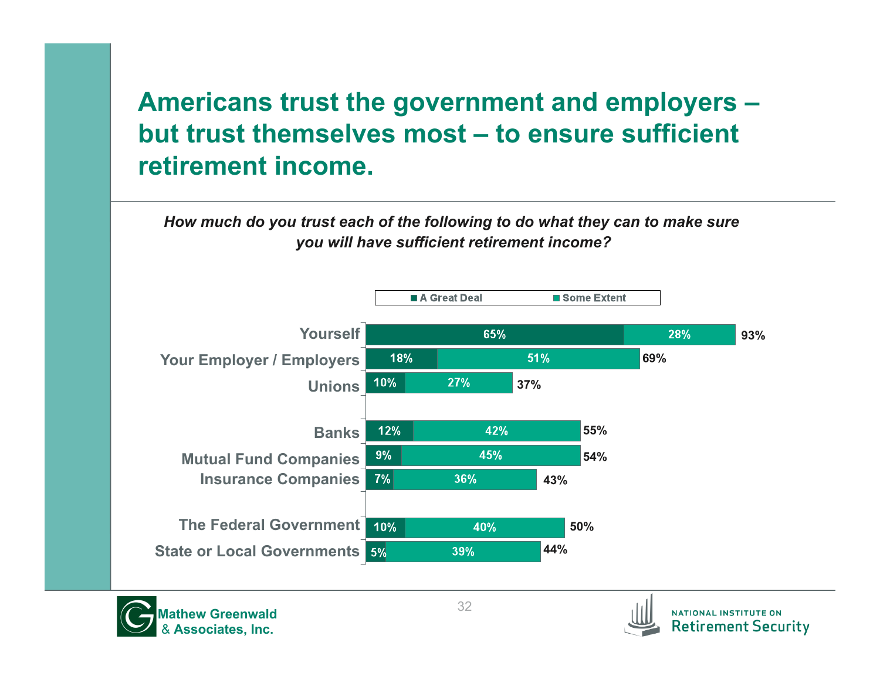# Americans trust the government and employers – but trust themselves most – to ensure sufficient retirement income.

*How much do you trust each of the following to do what they can to make sure you will have sufficient retirement income?*

| | A Great Deal | Some Extent | Total |
|---|---|---|---|
| Yourself | 65% | 28% | 93% |
| Your Employer / Employers | 18% | 51% | 69% |
| Unions | 10% | 27% | 37% |
| Banks | 12% | 42% | 55% |
| Mutual Fund Companies | 9% | 45% | 54% |
| Insurance Companies | 7% | 36% | 43% |
| The Federal Government | 10% | 40% | 50% |
| State or Local Governments | 5% | 39% | 44% |

Mathew Greenwald & Associates, Inc.

NATIONAL INSTITUTE ON Retirement Security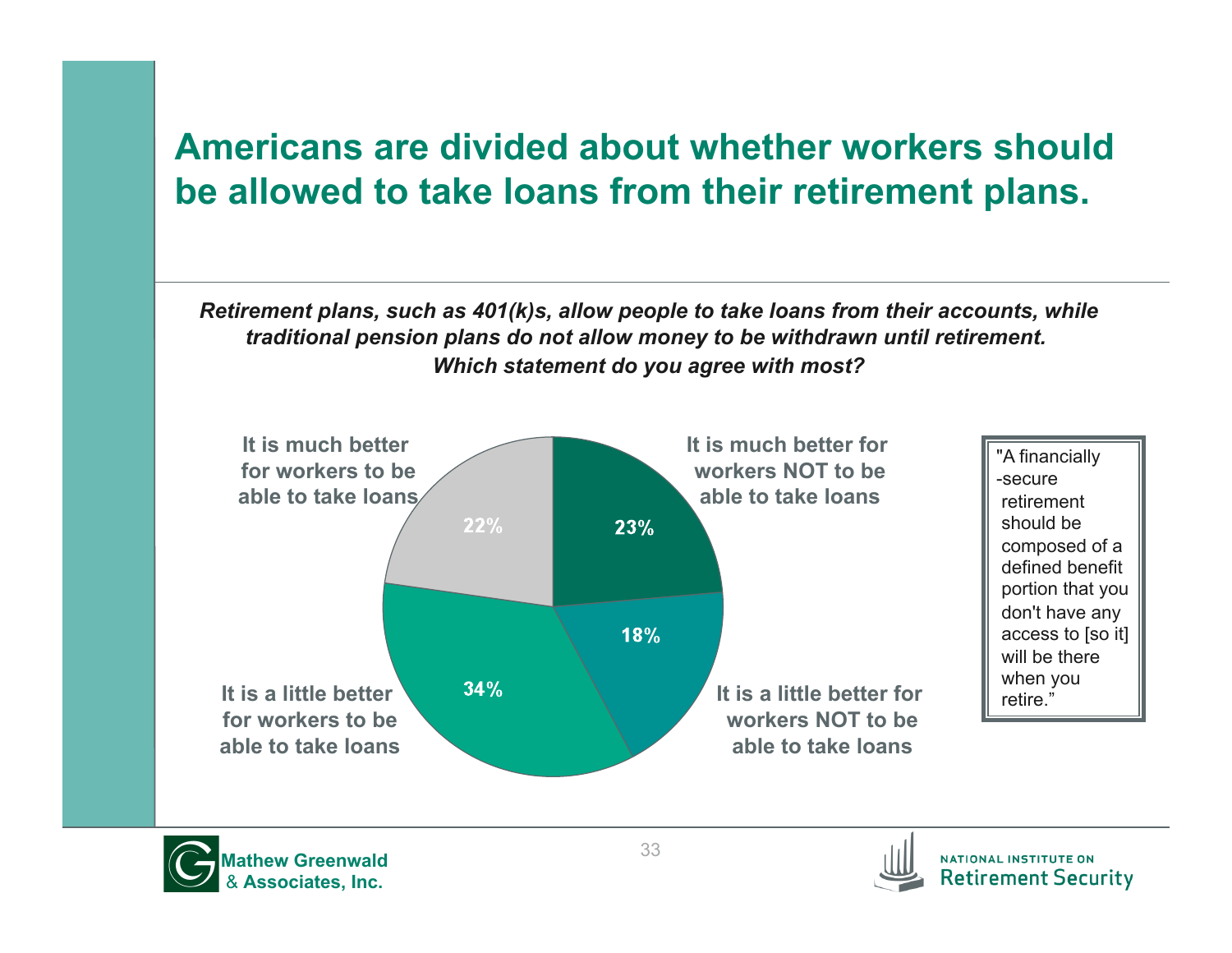# Americans are divided about whether workers should be allowed to take loans from their retirement plans.

***Retirement plans, such as 401(k)s, allow people to take loans from their accounts, while traditional pension plans do not allow money to be withdrawn until retirement. Which statement do you agree with most?***

| Statement | Percent |
| --- | --- |
| It is much better for workers to be able to take loans | 22% |
| It is a little better for workers to be able to take loans | 34% |
| It is a little better for workers NOT to be able to take loans | 18% |
| It is much better for workers NOT to be able to take loans | 23% |

"A financially-secure retirement should be composed of a defined benefit portion that you don't have any access to [so it] will be there when you retire."

Mathew Greenwald & Associates, Inc.

NATIONAL INSTITUTE ON Retirement Security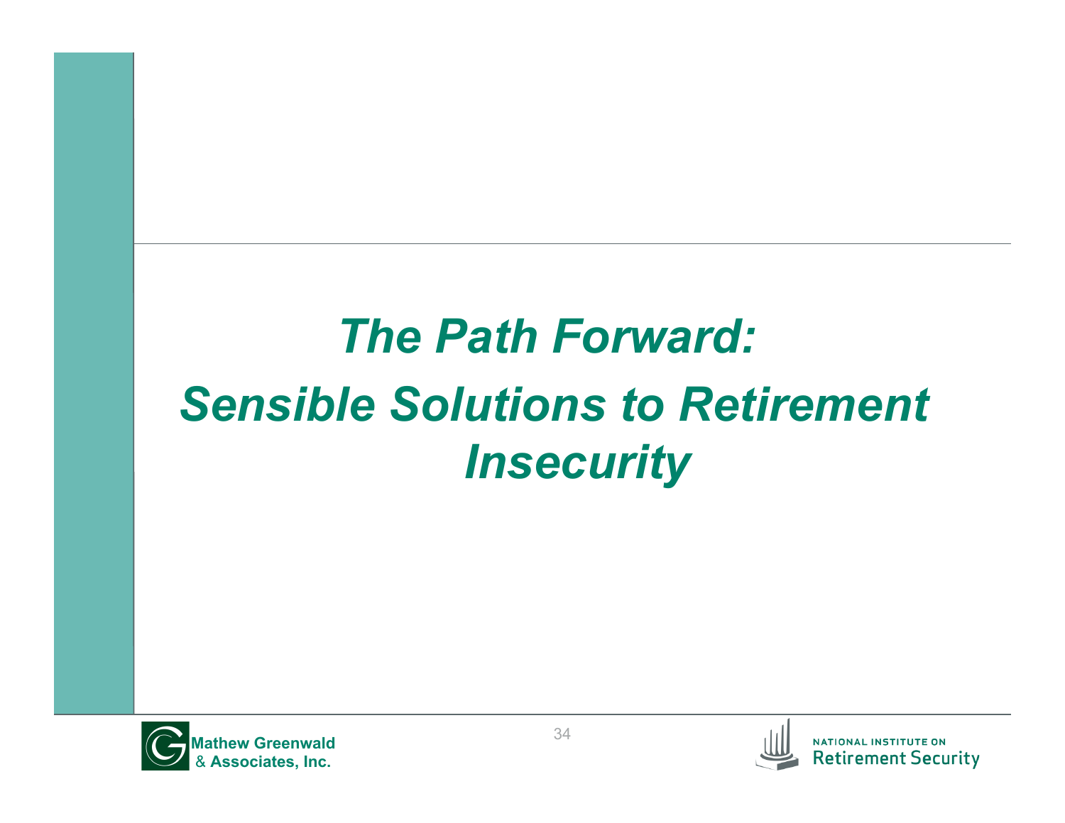# *The Path Forward: Sensible Solutions to Retirement Insecurity*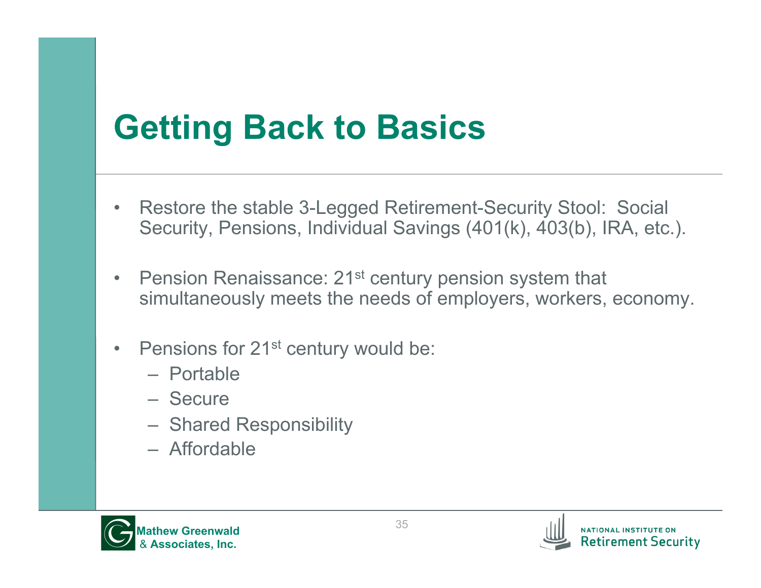# Getting Back to Basics

- Restore the stable 3-Legged Retirement-Security Stool: Social Security, Pensions, Individual Savings (401(k), 403(b), IRA, etc.).
- Pension Renaissance: 21st century pension system that simultaneously meets the needs of employers, workers, economy.
- Pensions for 21st century would be:
  - Portable
  - Secure
  - Shared Responsibility
  - Affordable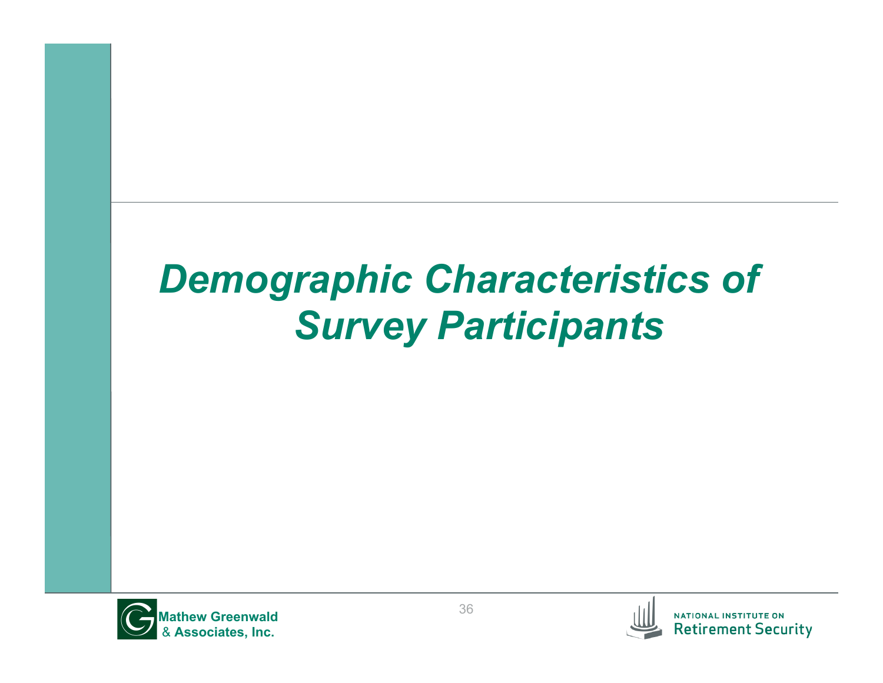# *Demographic Characteristics of Survey Participants*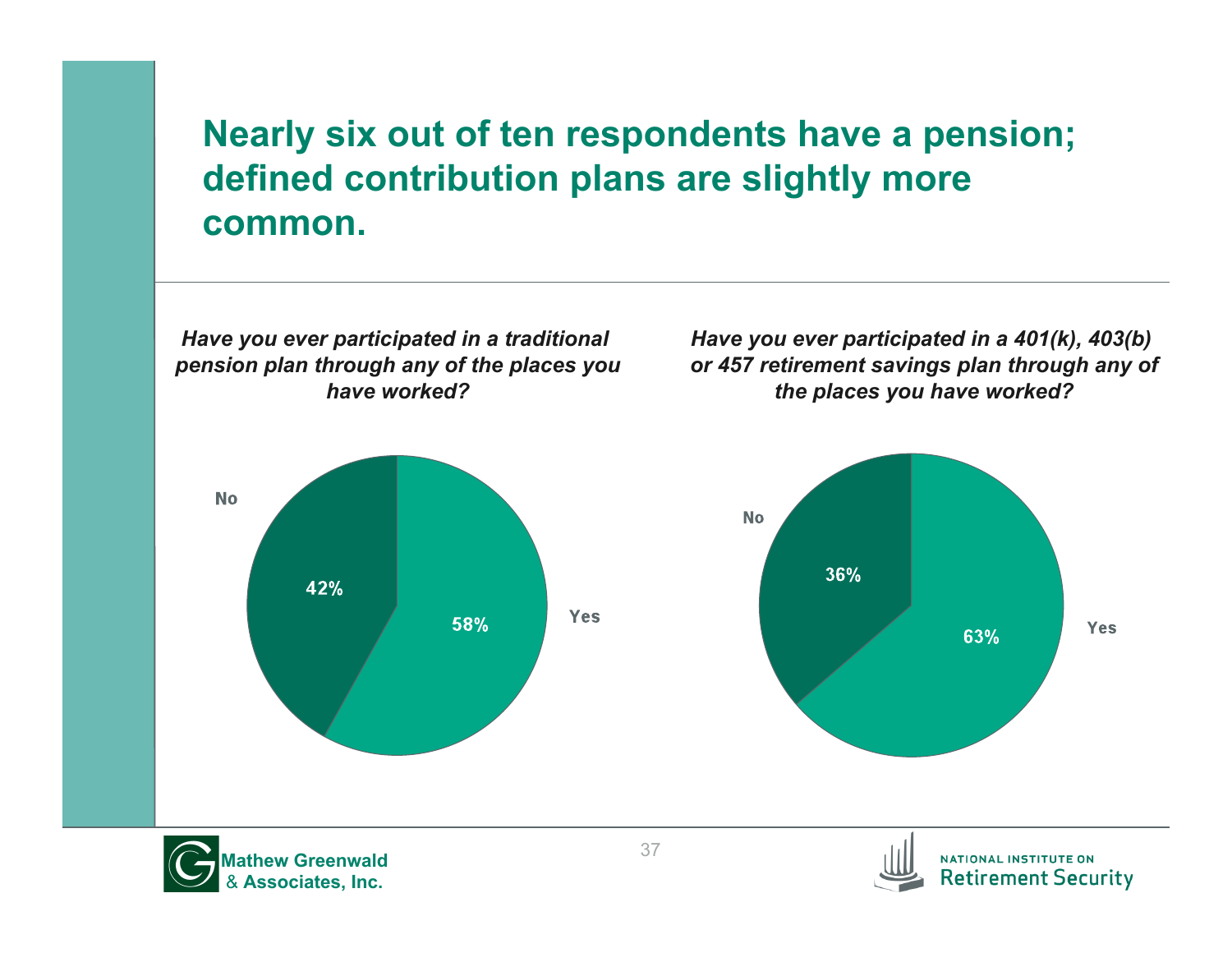# Nearly six out of ten respondents have a pension; defined contribution plans are slightly more common.

***Have you ever participated in a traditional pension plan through any of the places you have worked?***

| Response | Percent |
|---|---|
| Yes | 58% |
| No | 42% |

***Have you ever participated in a 401(k), 403(b) or 457 retirement savings plan through any of the places you have worked?***

| Response | Percent |
|---|---|
| Yes | 63% |
| No | 36% |

**Mathew Greenwald & Associates, Inc.**

NATIONAL INSTITUTE ON Retirement Security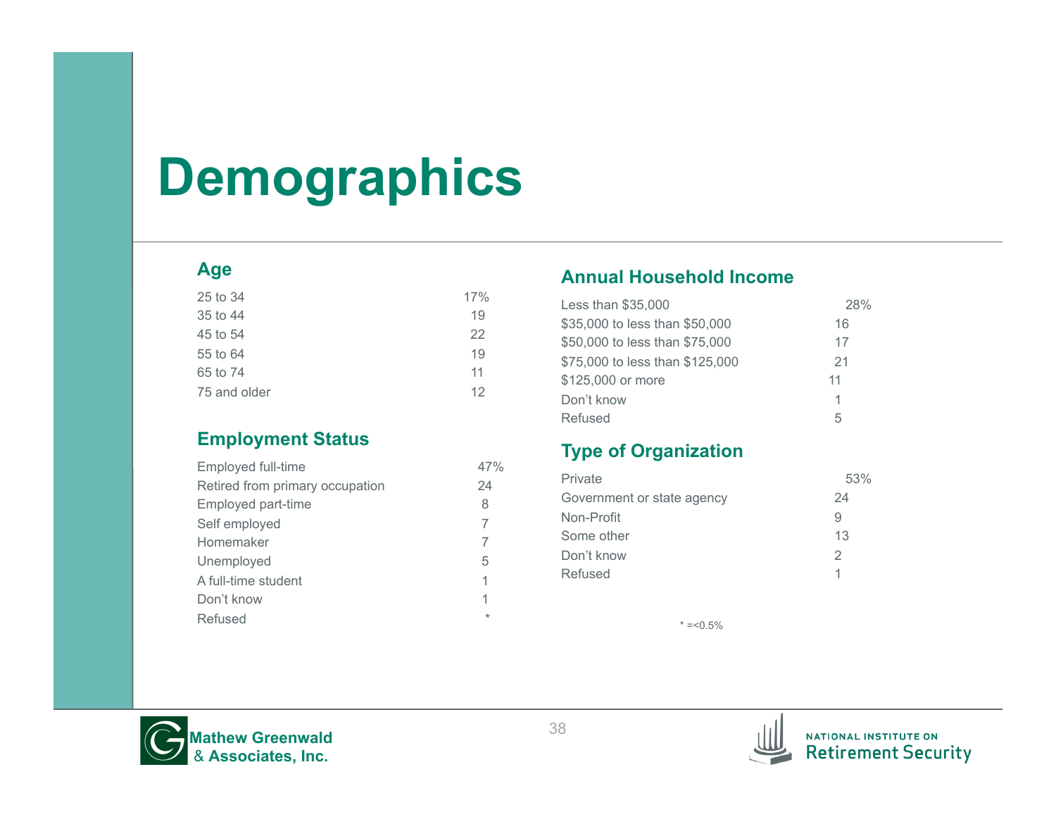# Demographics

## Age

| Age | |
|---|---|
| 25 to 34 | 17% |
| 35 to 44 | 19 |
| 45 to 54 | 22 |
| 55 to 64 | 19 |
| 65 to 74 | 11 |
| 75 and older | 12 |

## Employment Status

| Employment Status | |
|---|---|
| Employed full-time | 47% |
| Retired from primary occupation | 24 |
| Employed part-time | 8 |
| Self employed | 7 |
| Homemaker | 7 |
| Unemployed | 5 |
| A full-time student | 1 |
| Don't know | 1 |
| Refused | * |

## Annual Household Income

| Annual Household Income | |
|---|---|
| Less than $35,000 | 28% |
| $35,000 to less than $50,000 | 16 |
| $50,000 to less than $75,000 | 17 |
| $75,000 to less than $125,000 | 21 |
| $125,000 or more | 11 |
| Don't know | 1 |
| Refused | 5 |

## Type of Organization

| Type of Organization | |
|---|---|
| Private | 53% |
| Government or state agency | 24 |
| Non-Profit | 9 |
| Some other | 13 |
| Don't know | 2 |
| Refused | 1 |

* =<0.5%

Mathew Greenwald & Associates, Inc.

National Institute on Retirement Security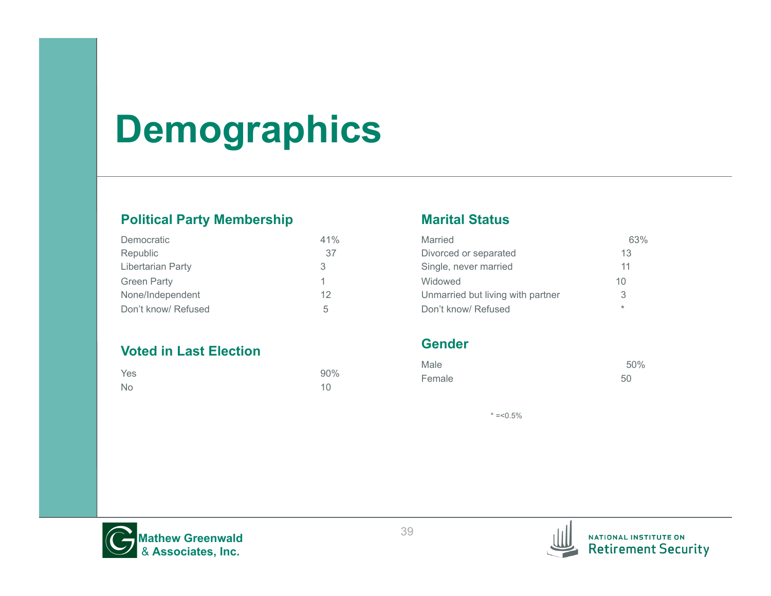# Demographics

### Political Party Membership

| | |
|---|---|
| Democratic | 41% |
| Republic | 37 |
| Libertarian Party | 3 |
| Green Party | 1 |
| None/Independent | 12 |
| Don't know/ Refused | 5 |

### Voted in Last Election

| | |
|---|---|
| Yes | 90% |
| No | 10 |

### Marital Status

| | |
|---|---|
| Married | 63% |
| Divorced or separated | 13 |
| Single, never married | 11 |
| Widowed | 10 |
| Unmarried but living with partner | 3 |
| Don't know/ Refused | * |

### Gender

| | |
|---|---|
| Male | 50% |
| Female | 50 |

* =<0.5%

Mathew Greenwald & Associates, Inc.

NATIONAL INSTITUTE ON Retirement Security